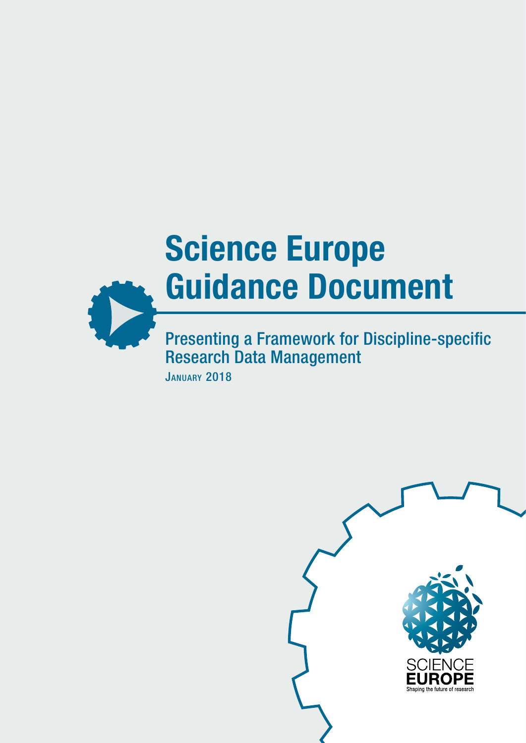# Science Europe Guidance Document

## Presenting a Framework for Discipline-specific Research Data Management

JANUARY 2018

SCIENCE EUROPE

Shaping the future of research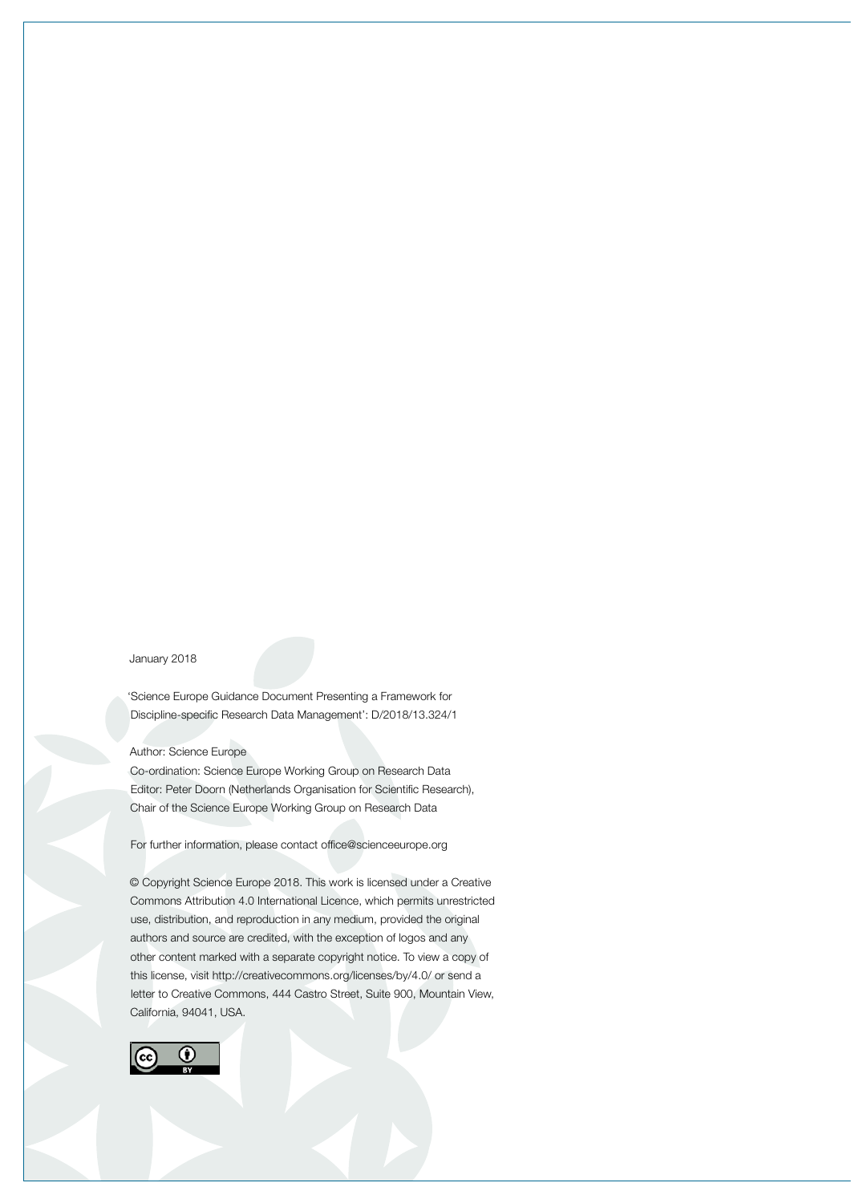January 2018

'Science Europe Guidance Document Presenting a Framework for Discipline-specific Research Data Management': D/2018/13.324/1

Author: Science Europe
Co-ordination: Science Europe Working Group on Research Data
Editor: Peter Doorn (Netherlands Organisation for Scientific Research), Chair of the Science Europe Working Group on Research Data

For further information, please contact office@scienceeurope.org

© Copyright Science Europe 2018. This work is licensed under a Creative Commons Attribution 4.0 International Licence, which permits unrestricted use, distribution, and reproduction in any medium, provided the original authors and source are credited, with the exception of logos and any other content marked with a separate copyright notice. To view a copy of this license, visit http://creativecommons.org/licenses/by/4.0/ or send a letter to Creative Commons, 444 Castro Street, Suite 900, Mountain View, California, 94041, USA.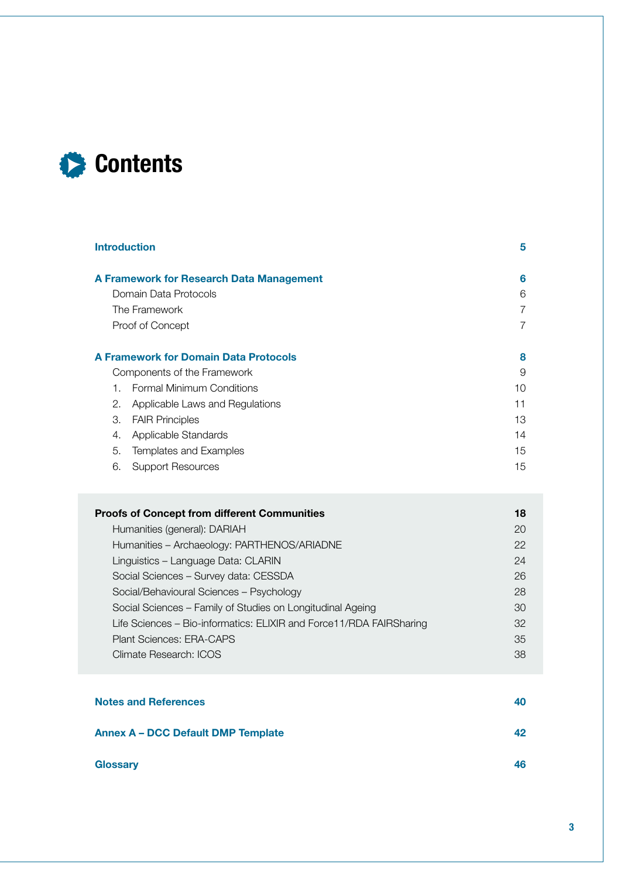# Contents

| | |
|---|---|
| **Introduction** | **5** |
| **A Framework for Research Data Management** | **6** |
| Domain Data Protocols | 6 |
| The Framework | 7 |
| Proof of Concept | 7 |
| **A Framework for Domain Data Protocols** | **8** |
| Components of the Framework | 9 |
| 1. Formal Minimum Conditions | 10 |
| 2. Applicable Laws and Regulations | 11 |
| 3. FAIR Principles | 13 |
| 4. Applicable Standards | 14 |
| 5. Templates and Examples | 15 |
| 6. Support Resources | 15 |
| **Proofs of Concept from different Communities** | **18** |
| Humanities (general): DARIAH | 20 |
| Humanities – Archaeology: PARTHENOS/ARIADNE | 22 |
| Linguistics – Language Data: CLARIN | 24 |
| Social Sciences – Survey data: CESSDA | 26 |
| Social/Behavioural Sciences – Psychology | 28 |
| Social Sciences – Family of Studies on Longitudinal Ageing | 30 |
| Life Sciences – Bio-informatics: ELIXIR and Force11/RDA FAIRSharing | 32 |
| Plant Sciences: ERA-CAPS | 35 |
| Climate Research: ICOS | 38 |
| **Notes and References** | **40** |
| **Annex A – DCC Default DMP Template** | **42** |
| **Glossary** | **46** |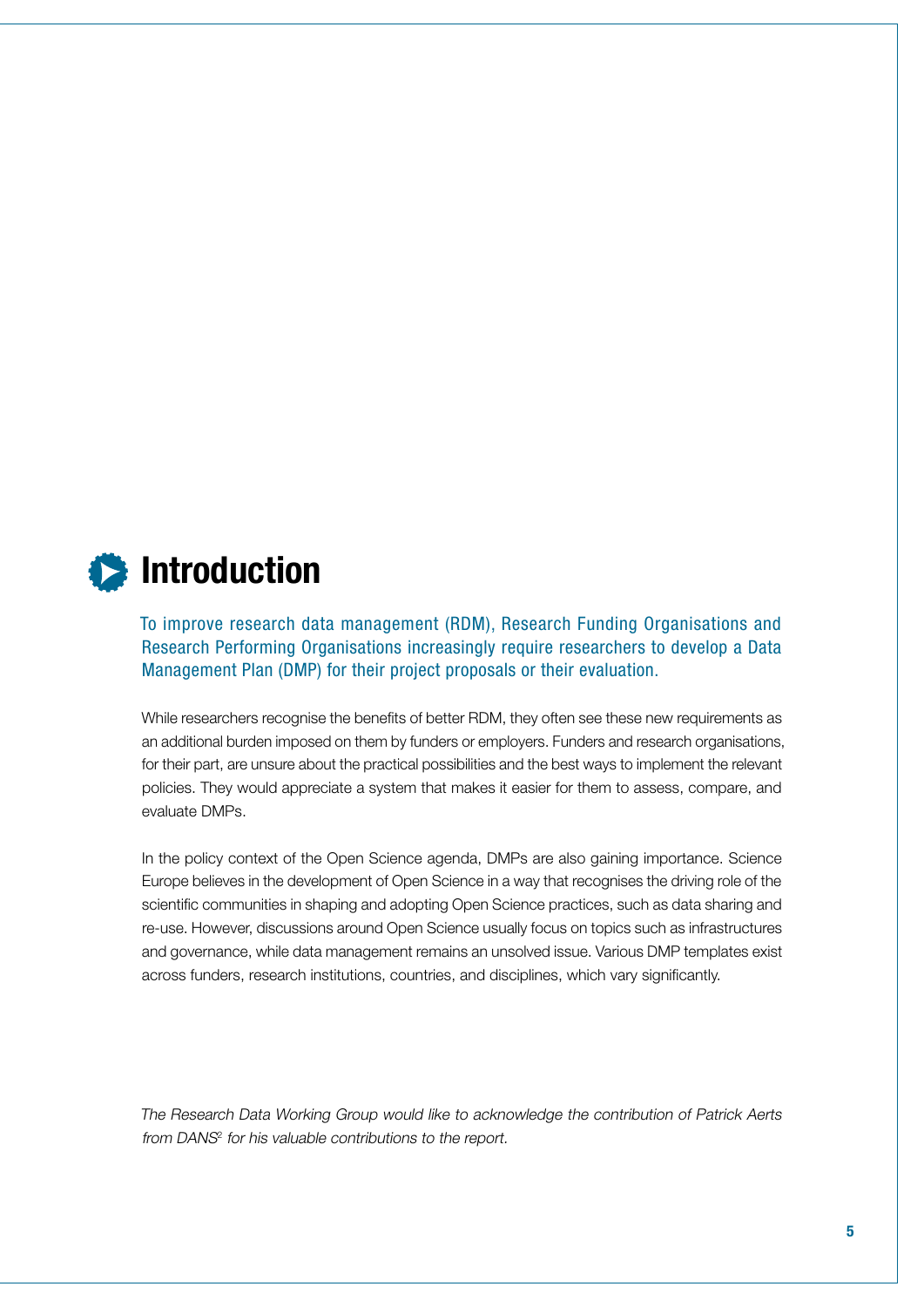# Introduction

To improve research data management (RDM), Research Funding Organisations and Research Performing Organisations increasingly require researchers to develop a Data Management Plan (DMP) for their project proposals or their evaluation.

While researchers recognise the benefits of better RDM, they often see these new requirements as an additional burden imposed on them by funders or employers. Funders and research organisations, for their part, are unsure about the practical possibilities and the best ways to implement the relevant policies. They would appreciate a system that makes it easier for them to assess, compare, and evaluate DMPs.

In the policy context of the Open Science agenda, DMPs are also gaining importance. Science Europe believes in the development of Open Science in a way that recognises the driving role of the scientific communities in shaping and adopting Open Science practices, such as data sharing and re-use. However, discussions around Open Science usually focus on topics such as infrastructures and governance, while data management remains an unsolved issue. Various DMP templates exist across funders, research institutions, countries, and disciplines, which vary significantly.

*The Research Data Working Group would like to acknowledge the contribution of Patrick Aerts from DANS[2] for his valuable contributions to the report.*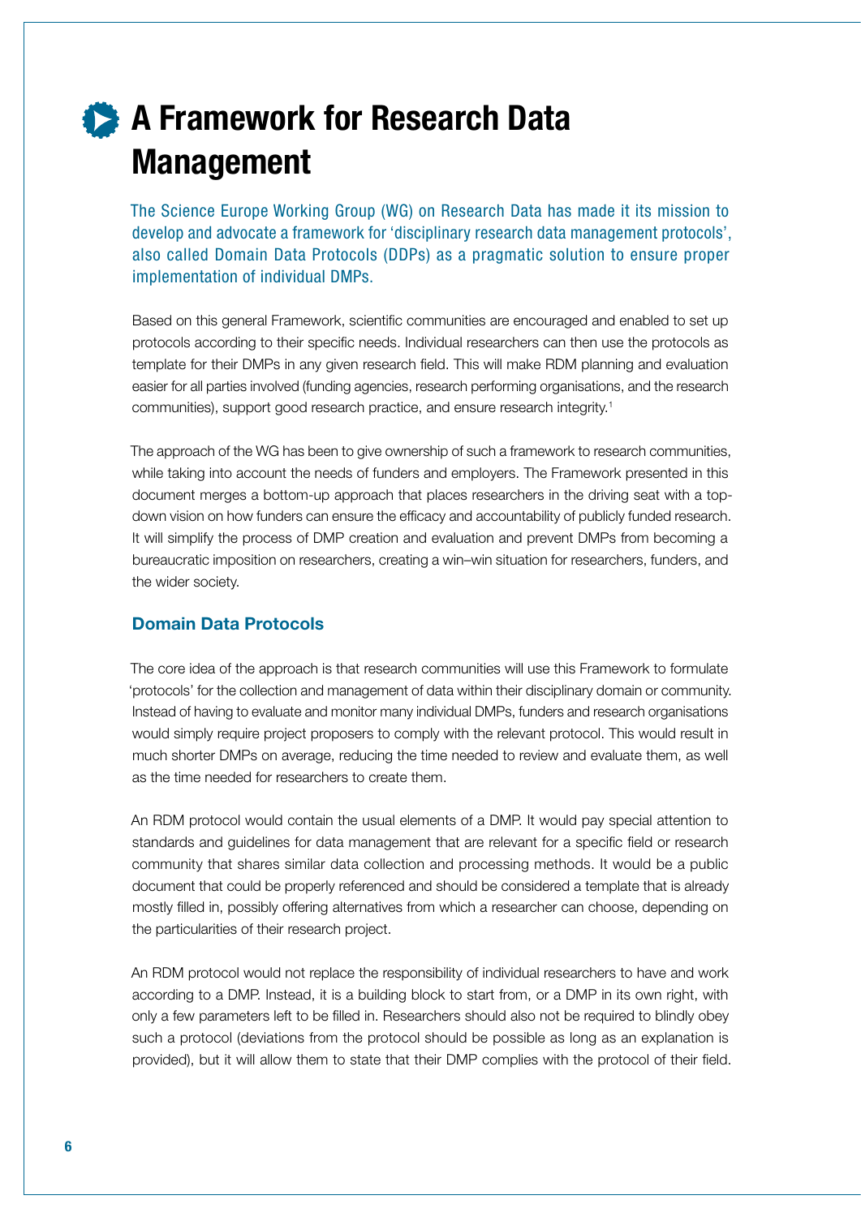# A Framework for Research Data Management

The Science Europe Working Group (WG) on Research Data has made it its mission to develop and advocate a framework for 'disciplinary research data management protocols', also called Domain Data Protocols (DDPs) as a pragmatic solution to ensure proper implementation of individual DMPs.

Based on this general Framework, scientific communities are encouraged and enabled to set up protocols according to their specific needs. Individual researchers can then use the protocols as template for their DMPs in any given research field. This will make RDM planning and evaluation easier for all parties involved (funding agencies, research performing organisations, and the research communities), support good research practice, and ensure research integrity.[1]

The approach of the WG has been to give ownership of such a framework to research communities, while taking into account the needs of funders and employers. The Framework presented in this document merges a bottom-up approach that places researchers in the driving seat with a top-down vision on how funders can ensure the efficacy and accountability of publicly funded research. It will simplify the process of DMP creation and evaluation and prevent DMPs from becoming a bureaucratic imposition on researchers, creating a win–win situation for researchers, funders, and the wider society.

## Domain Data Protocols

The core idea of the approach is that research communities will use this Framework to formulate 'protocols' for the collection and management of data within their disciplinary domain or community. Instead of having to evaluate and monitor many individual DMPs, funders and research organisations would simply require project proposers to comply with the relevant protocol. This would result in much shorter DMPs on average, reducing the time needed to review and evaluate them, as well as the time needed for researchers to create them.

An RDM protocol would contain the usual elements of a DMP. It would pay special attention to standards and guidelines for data management that are relevant for a specific field or research community that shares similar data collection and processing methods. It would be a public document that could be properly referenced and should be considered a template that is already mostly filled in, possibly offering alternatives from which a researcher can choose, depending on the particularities of their research project.

An RDM protocol would not replace the responsibility of individual researchers to have and work according to a DMP. Instead, it is a building block to start from, or a DMP in its own right, with only a few parameters left to be filled in. Researchers should also not be required to blindly obey such a protocol (deviations from the protocol should be possible as long as an explanation is provided), but it will allow them to state that their DMP complies with the protocol of their field.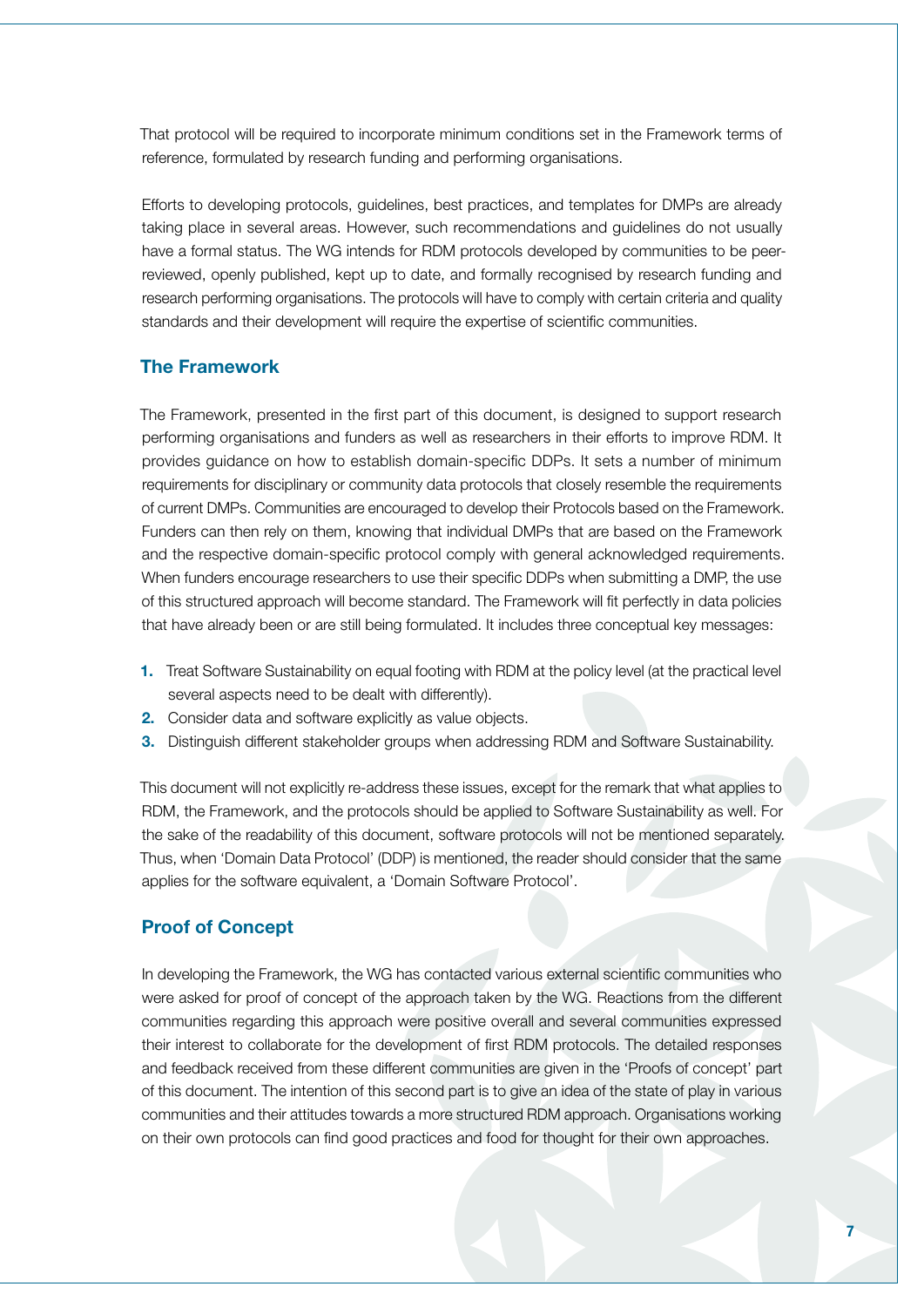That protocol will be required to incorporate minimum conditions set in the Framework terms of reference, formulated by research funding and performing organisations.

Efforts to developing protocols, guidelines, best practices, and templates for DMPs are already taking place in several areas. However, such recommendations and guidelines do not usually have a formal status. The WG intends for RDM protocols developed by communities to be peer-reviewed, openly published, kept up to date, and formally recognised by research funding and research performing organisations. The protocols will have to comply with certain criteria and quality standards and their development will require the expertise of scientific communities.

## The Framework

The Framework, presented in the first part of this document, is designed to support research performing organisations and funders as well as researchers in their efforts to improve RDM. It provides guidance on how to establish domain-specific DDPs. It sets a number of minimum requirements for disciplinary or community data protocols that closely resemble the requirements of current DMPs. Communities are encouraged to develop their Protocols based on the Framework. Funders can then rely on them, knowing that individual DMPs that are based on the Framework and the respective domain-specific protocol comply with general acknowledged requirements. When funders encourage researchers to use their specific DDPs when submitting a DMP, the use of this structured approach will become standard. The Framework will fit perfectly in data policies that have already been or are still being formulated. It includes three conceptual key messages:

1. Treat Software Sustainability on equal footing with RDM at the policy level (at the practical level several aspects need to be dealt with differently).
2. Consider data and software explicitly as value objects.
3. Distinguish different stakeholder groups when addressing RDM and Software Sustainability.

This document will not explicitly re-address these issues, except for the remark that what applies to RDM, the Framework, and the protocols should be applied to Software Sustainability as well. For the sake of the readability of this document, software protocols will not be mentioned separately. Thus, when 'Domain Data Protocol' (DDP) is mentioned, the reader should consider that the same applies for the software equivalent, a 'Domain Software Protocol'.

## Proof of Concept

In developing the Framework, the WG has contacted various external scientific communities who were asked for proof of concept of the approach taken by the WG. Reactions from the different communities regarding this approach were positive overall and several communities expressed their interest to collaborate for the development of first RDM protocols. The detailed responses and feedback received from these different communities are given in the 'Proofs of concept' part of this document. The intention of this second part is to give an idea of the state of play in various communities and their attitudes towards a more structured RDM approach. Organisations working on their own protocols can find good practices and food for thought for their own approaches.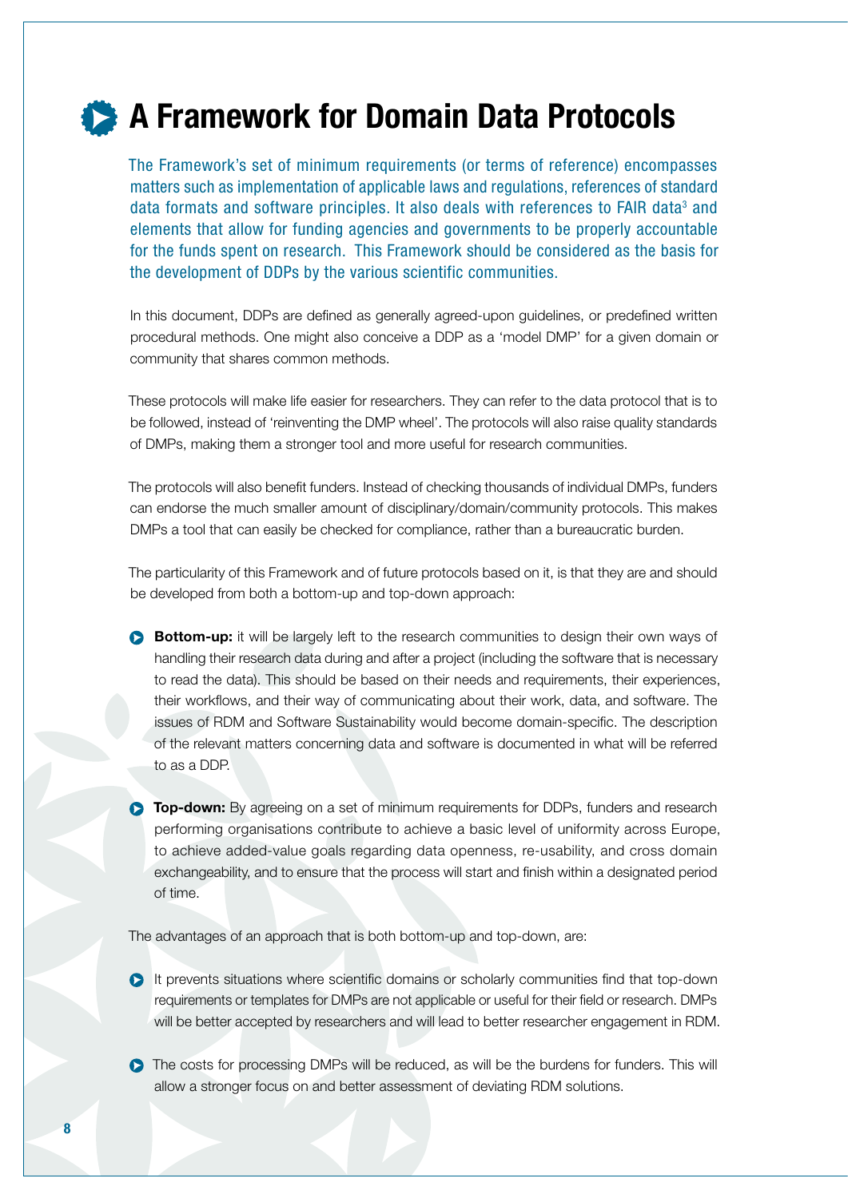# A Framework for Domain Data Protocols

The Framework's set of minimum requirements (or terms of reference) encompasses matters such as implementation of applicable laws and regulations, references of standard data formats and software principles. It also deals with references to FAIR data[3] and elements that allow for funding agencies and governments to be properly accountable for the funds spent on research. This Framework should be considered as the basis for the development of DDPs by the various scientific communities.

In this document, DDPs are defined as generally agreed-upon guidelines, or predefined written procedural methods. One might also conceive a DDP as a 'model DMP' for a given domain or community that shares common methods.

These protocols will make life easier for researchers. They can refer to the data protocol that is to be followed, instead of 'reinventing the DMP wheel'. The protocols will also raise quality standards of DMPs, making them a stronger tool and more useful for research communities.

The protocols will also benefit funders. Instead of checking thousands of individual DMPs, funders can endorse the much smaller amount of disciplinary/domain/community protocols. This makes DMPs a tool that can easily be checked for compliance, rather than a bureaucratic burden.

The particularity of this Framework and of future protocols based on it, is that they are and should be developed from both a bottom-up and top-down approach:

- **Bottom-up:** it will be largely left to the research communities to design their own ways of handling their research data during and after a project (including the software that is necessary to read the data). This should be based on their needs and requirements, their experiences, their workflows, and their way of communicating about their work, data, and software. The issues of RDM and Software Sustainability would become domain-specific. The description of the relevant matters concerning data and software is documented in what will be referred to as a DDP.

- **Top-down:** By agreeing on a set of minimum requirements for DDPs, funders and research performing organisations contribute to achieve a basic level of uniformity across Europe, to achieve added-value goals regarding data openness, re-usability, and cross domain exchangeability, and to ensure that the process will start and finish within a designated period of time.

The advantages of an approach that is both bottom-up and top-down, are:

- It prevents situations where scientific domains or scholarly communities find that top-down requirements or templates for DMPs are not applicable or useful for their field or research. DMPs will be better accepted by researchers and will lead to better researcher engagement in RDM.

- The costs for processing DMPs will be reduced, as will be the burdens for funders. This will allow a stronger focus on and better assessment of deviating RDM solutions.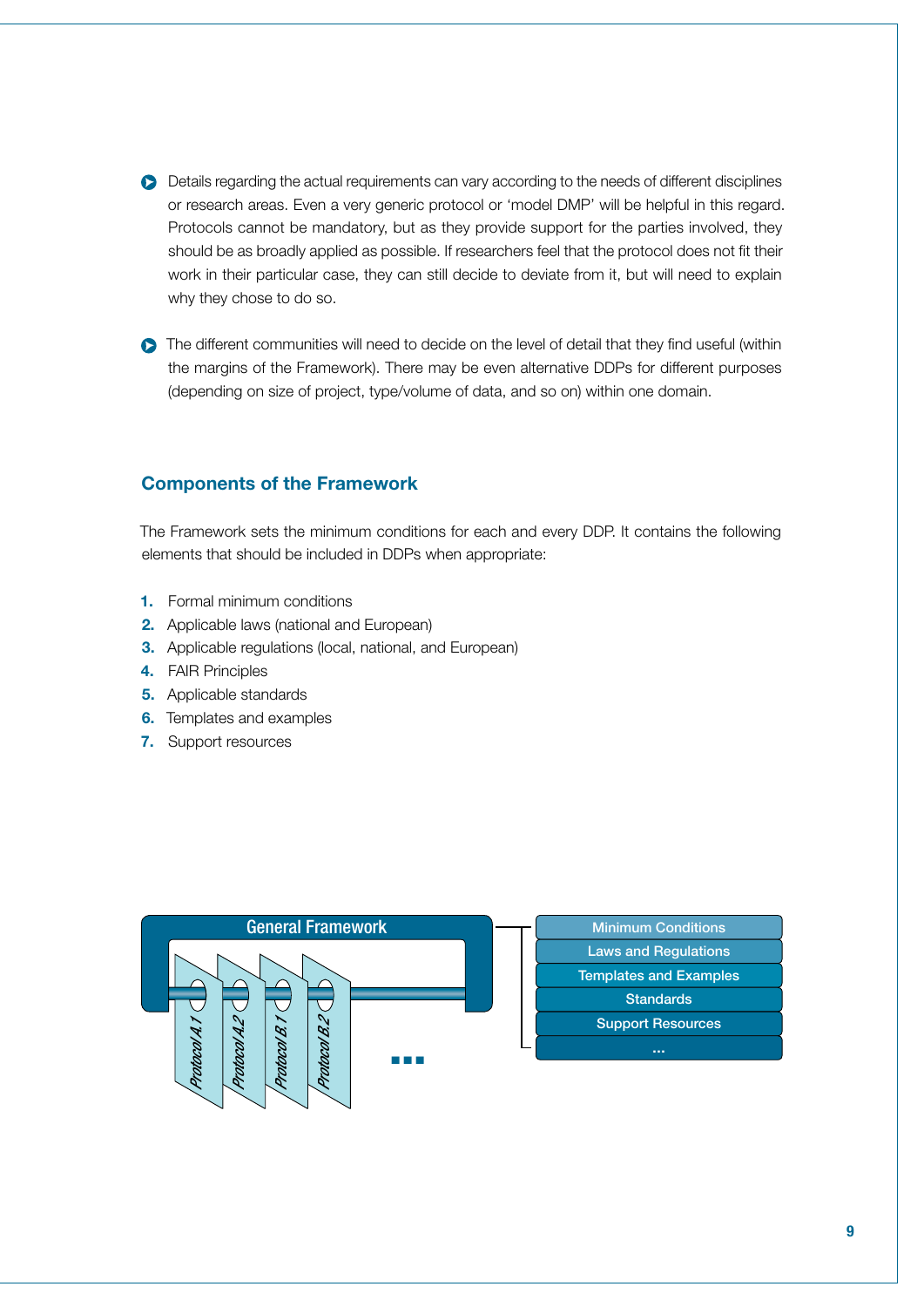- Details regarding the actual requirements can vary according to the needs of different disciplines or research areas. Even a very generic protocol or 'model DMP' will be helpful in this regard. Protocols cannot be mandatory, but as they provide support for the parties involved, they should be as broadly applied as possible. If researchers feel that the protocol does not fit their work in their particular case, they can still decide to deviate from it, but will need to explain why they chose to do so.

- The different communities will need to decide on the level of detail that they find useful (within the margins of the Framework). There may be even alternative DDPs for different purposes (depending on size of project, type/volume of data, and so on) within one domain.

## Components of the Framework

The Framework sets the minimum conditions for each and every DDP. It contains the following elements that should be included in DDPs when appropriate:

1. Formal minimum conditions
2. Applicable laws (national and European)
3. Applicable regulations (local, national, and European)
4. FAIR Principles
5. Applicable standards
6. Templates and examples
7. Support resources

General Framework

Protocol A.1 | Protocol A.2 | Protocol B.1 | Protocol B.2 | ...

- Minimum Conditions
- Laws and Regulations
- Templates and Examples
- Standards
- Support Resources
- ...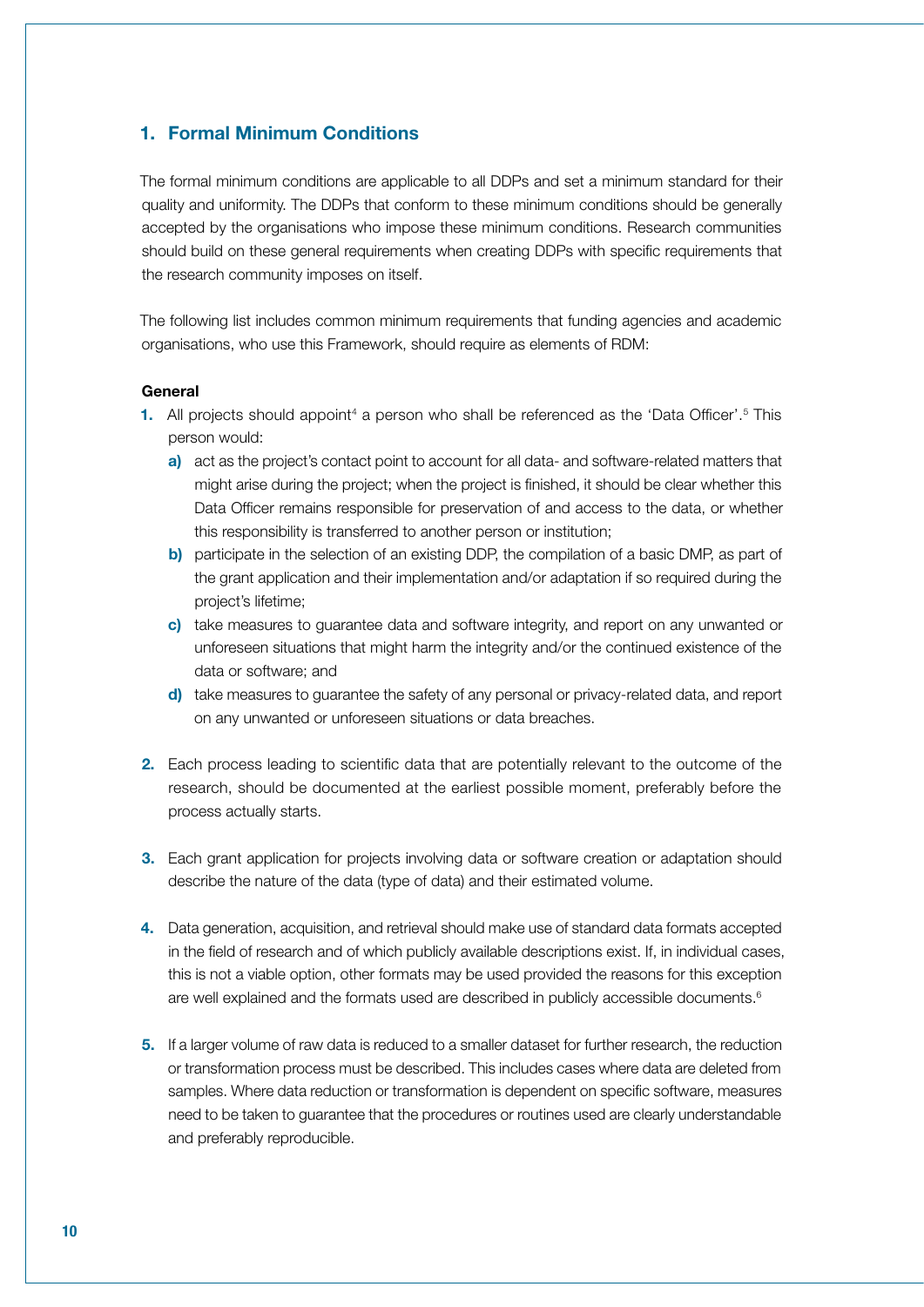## 1. Formal Minimum Conditions

The formal minimum conditions are applicable to all DDPs and set a minimum standard for their quality and uniformity. The DDPs that conform to these minimum conditions should be generally accepted by the organisations who impose these minimum conditions. Research communities should build on these general requirements when creating DDPs with specific requirements that the research community imposes on itself.

The following list includes common minimum requirements that funding agencies and academic organisations, who use this Framework, should require as elements of RDM:

**General**

1. All projects should appoint[4] a person who shall be referenced as the 'Data Officer'.[5] This person would:
   a) act as the project's contact point to account for all data- and software-related matters that might arise during the project; when the project is finished, it should be clear whether this Data Officer remains responsible for preservation of and access to the data, or whether this responsibility is transferred to another person or institution;
   b) participate in the selection of an existing DDP, the compilation of a basic DMP, as part of the grant application and their implementation and/or adaptation if so required during the project's lifetime;
   c) take measures to guarantee data and software integrity, and report on any unwanted or unforeseen situations that might harm the integrity and/or the continued existence of the data or software; and
   d) take measures to guarantee the safety of any personal or privacy-related data, and report on any unwanted or unforeseen situations or data breaches.

2. Each process leading to scientific data that are potentially relevant to the outcome of the research, should be documented at the earliest possible moment, preferably before the process actually starts.

3. Each grant application for projects involving data or software creation or adaptation should describe the nature of the data (type of data) and their estimated volume.

4. Data generation, acquisition, and retrieval should make use of standard data formats accepted in the field of research and of which publicly available descriptions exist. If, in individual cases, this is not a viable option, other formats may be used provided the reasons for this exception are well explained and the formats used are described in publicly accessible documents.[6]

5. If a larger volume of raw data is reduced to a smaller dataset for further research, the reduction or transformation process must be described. This includes cases where data are deleted from samples. Where data reduction or transformation is dependent on specific software, measures need to be taken to guarantee that the procedures or routines used are clearly understandable and preferably reproducible.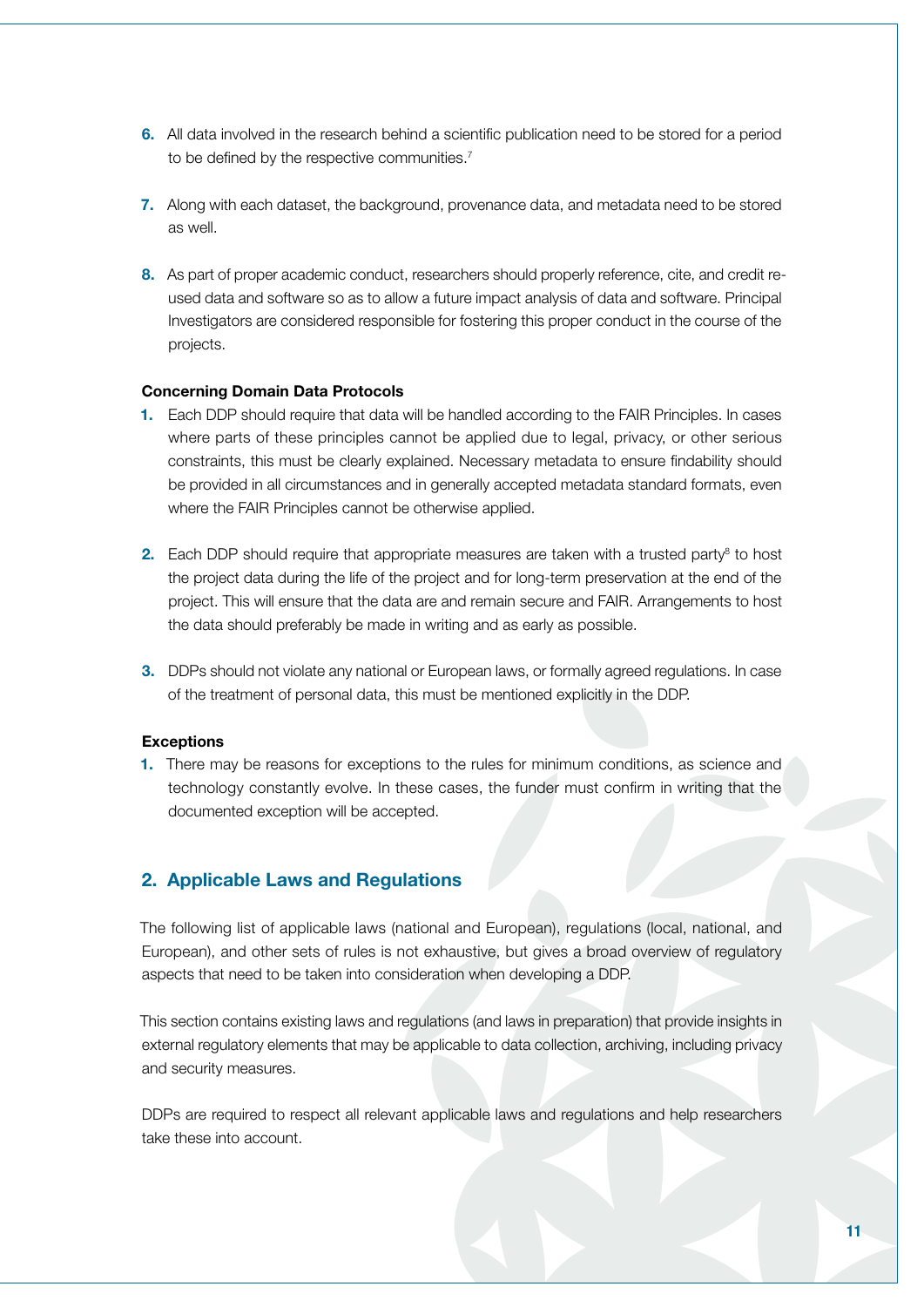6. All data involved in the research behind a scientific publication need to be stored for a period to be defined by the respective communities.[7]

7. Along with each dataset, the background, provenance data, and metadata need to be stored as well.

8. As part of proper academic conduct, researchers should properly reference, cite, and credit re-used data and software so as to allow a future impact analysis of data and software. Principal Investigators are considered responsible for fostering this proper conduct in the course of the projects.

**Concerning Domain Data Protocols**

1. Each DDP should require that data will be handled according to the FAIR Principles. In cases where parts of these principles cannot be applied due to legal, privacy, or other serious constraints, this must be clearly explained. Necessary metadata to ensure findability should be provided in all circumstances and in generally accepted metadata standard formats, even where the FAIR Principles cannot be otherwise applied.

2. Each DDP should require that appropriate measures are taken with a trusted party[8] to host the project data during the life of the project and for long-term preservation at the end of the project. This will ensure that the data are and remain secure and FAIR. Arrangements to host the data should preferably be made in writing and as early as possible.

3. DDPs should not violate any national or European laws, or formally agreed regulations. In case of the treatment of personal data, this must be mentioned explicitly in the DDP.

**Exceptions**

1. There may be reasons for exceptions to the rules for minimum conditions, as science and technology constantly evolve. In these cases, the funder must confirm in writing that the documented exception will be accepted.

## 2. Applicable Laws and Regulations

The following list of applicable laws (national and European), regulations (local, national, and European), and other sets of rules is not exhaustive, but gives a broad overview of regulatory aspects that need to be taken into consideration when developing a DDP.

This section contains existing laws and regulations (and laws in preparation) that provide insights in external regulatory elements that may be applicable to data collection, archiving, including privacy and security measures.

DDPs are required to respect all relevant applicable laws and regulations and help researchers take these into account.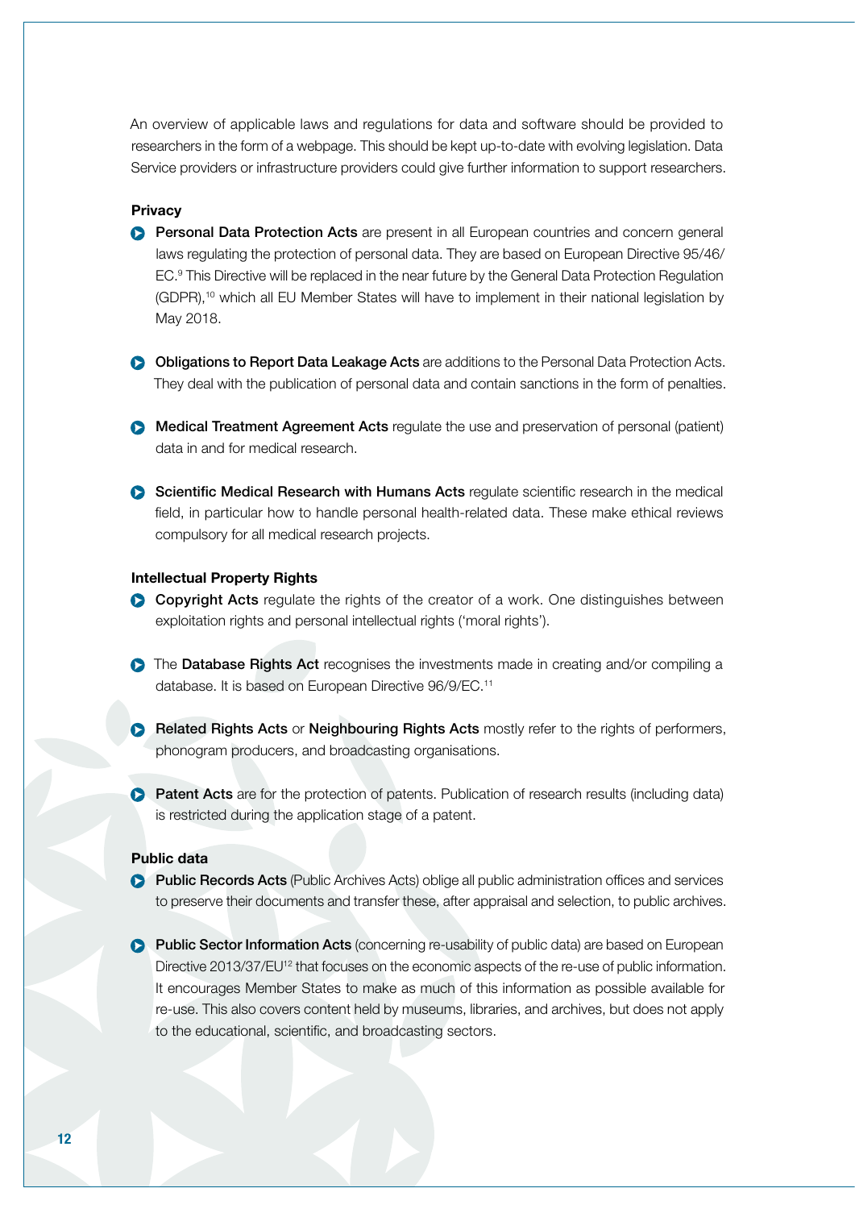An overview of applicable laws and regulations for data and software should be provided to researchers in the form of a webpage. This should be kept up-to-date with evolving legislation. Data Service providers or infrastructure providers could give further information to support researchers.

**Privacy**

- **Personal Data Protection Acts** are present in all European countries and concern general laws regulating the protection of personal data. They are based on European Directive 95/46/EC.[9] This Directive will be replaced in the near future by the General Data Protection Regulation (GDPR),[10] which all EU Member States will have to implement in their national legislation by May 2018.

- **Obligations to Report Data Leakage Acts** are additions to the Personal Data Protection Acts. They deal with the publication of personal data and contain sanctions in the form of penalties.

- **Medical Treatment Agreement Acts** regulate the use and preservation of personal (patient) data in and for medical research.

- **Scientific Medical Research with Humans Acts** regulate scientific research in the medical field, in particular how to handle personal health-related data. These make ethical reviews compulsory for all medical research projects.

**Intellectual Property Rights**

- **Copyright Acts** regulate the rights of the creator of a work. One distinguishes between exploitation rights and personal intellectual rights ('moral rights').

- The **Database Rights Act** recognises the investments made in creating and/or compiling a database. It is based on European Directive 96/9/EC.[11]

- **Related Rights Acts** or **Neighbouring Rights Acts** mostly refer to the rights of performers, phonogram producers, and broadcasting organisations.

- **Patent Acts** are for the protection of patents. Publication of research results (including data) is restricted during the application stage of a patent.

**Public data**

- **Public Records Acts** (Public Archives Acts) oblige all public administration offices and services to preserve their documents and transfer these, after appraisal and selection, to public archives.

- **Public Sector Information Acts** (concerning re-usability of public data) are based on European Directive 2013/37/EU[12] that focuses on the economic aspects of the re-use of public information. It encourages Member States to make as much of this information as possible available for re-use. This also covers content held by museums, libraries, and archives, but does not apply to the educational, scientific, and broadcasting sectors.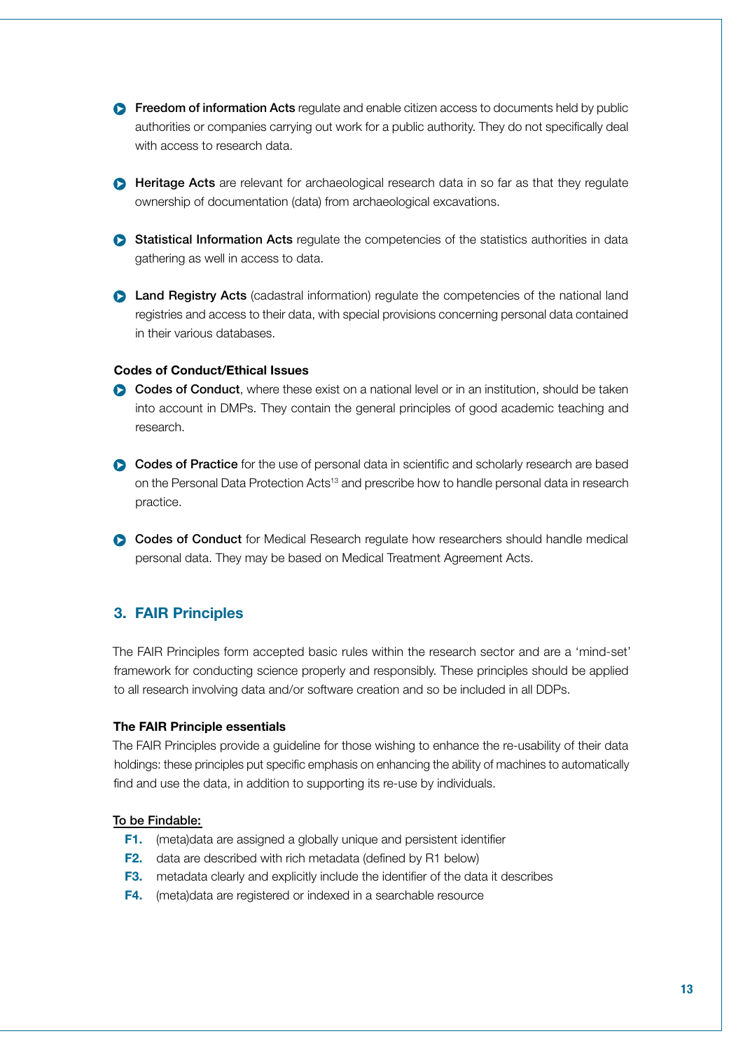- **Freedom of information Acts** regulate and enable citizen access to documents held by public authorities or companies carrying out work for a public authority. They do not specifically deal with access to research data.

- **Heritage Acts** are relevant for archaeological research data in so far as that they regulate ownership of documentation (data) from archaeological excavations.

- **Statistical Information Acts** regulate the competencies of the statistics authorities in data gathering as well in access to data.

- **Land Registry Acts** (cadastral information) regulate the competencies of the national land registries and access to their data, with special provisions concerning personal data contained in their various databases.

**Codes of Conduct/Ethical Issues**

- **Codes of Conduct**, where these exist on a national level or in an institution, should be taken into account in DMPs. They contain the general principles of good academic teaching and research.

- **Codes of Practice** for the use of personal data in scientific and scholarly research are based on the Personal Data Protection Acts[13] and prescribe how to handle personal data in research practice.

- **Codes of Conduct** for Medical Research regulate how researchers should handle medical personal data. They may be based on Medical Treatment Agreement Acts.

## 3. FAIR Principles

The FAIR Principles form accepted basic rules within the research sector and are a 'mind-set' framework for conducting science properly and responsibly. These principles should be applied to all research involving data and/or software creation and so be included in all DDPs.

**The FAIR Principle essentials**

The FAIR Principles provide a guideline for those wishing to enhance the re-usability of their data holdings: these principles put specific emphasis on enhancing the ability of machines to automatically find and use the data, in addition to supporting its re-use by individuals.

<u>To be Findable:</u>

- **F1.** (meta)data are assigned a globally unique and persistent identifier
- **F2.** data are described with rich metadata (defined by R1 below)
- **F3.** metadata clearly and explicitly include the identifier of the data it describes
- **F4.** (meta)data are registered or indexed in a searchable resource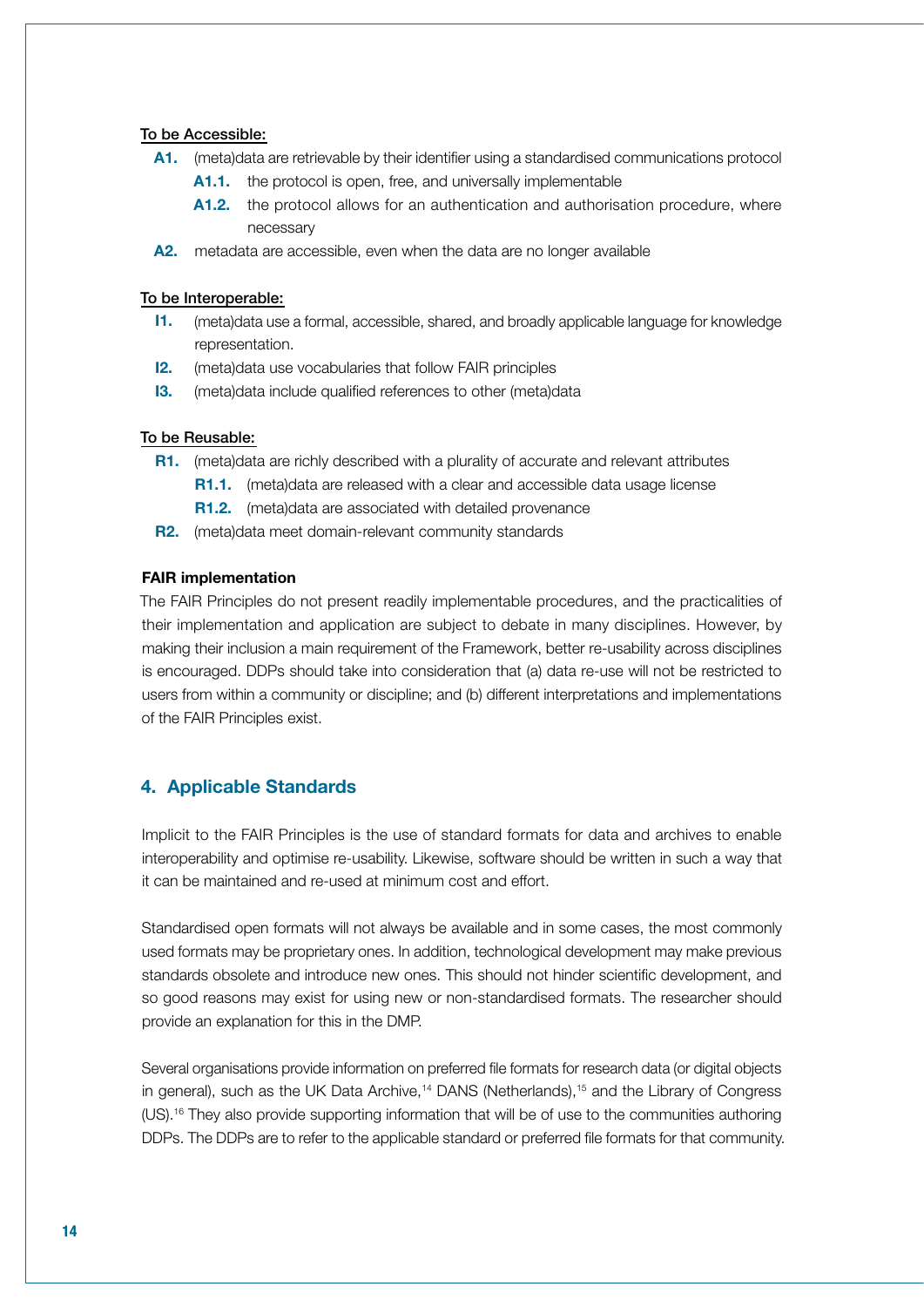**To be Accessible:**

- **A1.** (meta)data are retrievable by their identifier using a standardised communications protocol
  - **A1.1.** the protocol is open, free, and universally implementable
  - **A1.2.** the protocol allows for an authentication and authorisation procedure, where necessary
- **A2.** metadata are accessible, even when the data are no longer available

**To be Interoperable:**

- **I1.** (meta)data use a formal, accessible, shared, and broadly applicable language for knowledge representation.
- **I2.** (meta)data use vocabularies that follow FAIR principles
- **I3.** (meta)data include qualified references to other (meta)data

**To be Reusable:**

- **R1.** (meta)data are richly described with a plurality of accurate and relevant attributes
  - **R1.1.** (meta)data are released with a clear and accessible data usage license
  - **R1.2.** (meta)data are associated with detailed provenance
- **R2.** (meta)data meet domain-relevant community standards

**FAIR implementation**

The FAIR Principles do not present readily implementable procedures, and the practicalities of their implementation and application are subject to debate in many disciplines. However, by making their inclusion a main requirement of the Framework, better re-usability across disciplines is encouraged. DDPs should take into consideration that (a) data re-use will not be restricted to users from within a community or discipline; and (b) different interpretations and implementations of the FAIR Principles exist.

## 4. Applicable Standards

Implicit to the FAIR Principles is the use of standard formats for data and archives to enable interoperability and optimise re-usability. Likewise, software should be written in such a way that it can be maintained and re-used at minimum cost and effort.

Standardised open formats will not always be available and in some cases, the most commonly used formats may be proprietary ones. In addition, technological development may make previous standards obsolete and introduce new ones. This should not hinder scientific development, and so good reasons may exist for using new or non-standardised formats. The researcher should provide an explanation for this in the DMP.

Several organisations provide information on preferred file formats for research data (or digital objects in general), such as the UK Data Archive,[14] DANS (Netherlands),[15] and the Library of Congress (US).[16] They also provide supporting information that will be of use to the communities authoring DDPs. The DDPs are to refer to the applicable standard or preferred file formats for that community.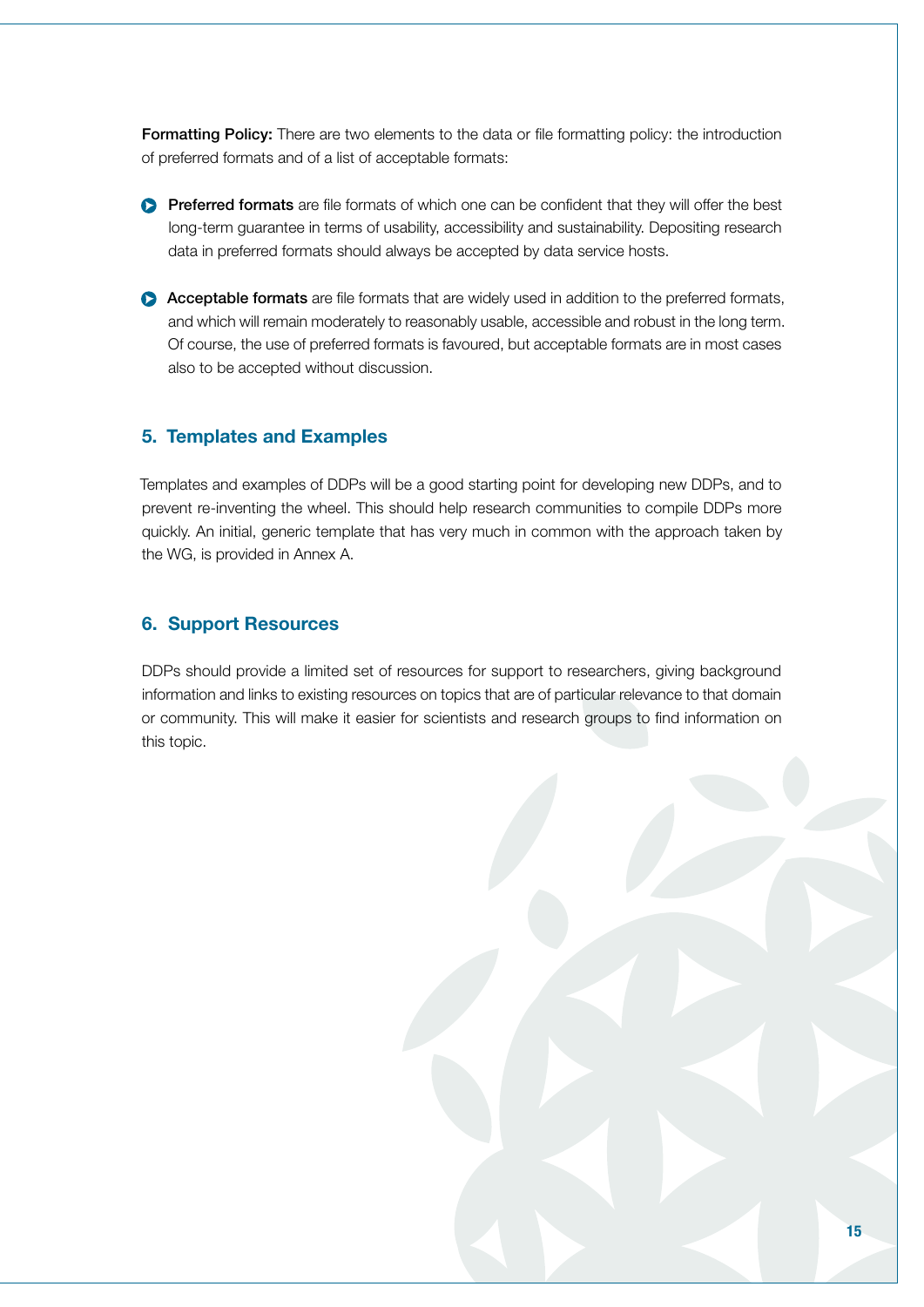**Formatting Policy:** There are two elements to the data or file formatting policy: the introduction of preferred formats and of a list of acceptable formats:

- **Preferred formats** are file formats of which one can be confident that they will offer the best long-term guarantee in terms of usability, accessibility and sustainability. Depositing research data in preferred formats should always be accepted by data service hosts.

- **Acceptable formats** are file formats that are widely used in addition to the preferred formats, and which will remain moderately to reasonably usable, accessible and robust in the long term. Of course, the use of preferred formats is favoured, but acceptable formats are in most cases also to be accepted without discussion.

## 5. Templates and Examples

Templates and examples of DDPs will be a good starting point for developing new DDPs, and to prevent re-inventing the wheel. This should help research communities to compile DDPs more quickly. An initial, generic template that has very much in common with the approach taken by the WG, is provided in Annex A.

## 6. Support Resources

DDPs should provide a limited set of resources for support to researchers, giving background information and links to existing resources on topics that are of particular relevance to that domain or community. This will make it easier for scientists and research groups to find information on this topic.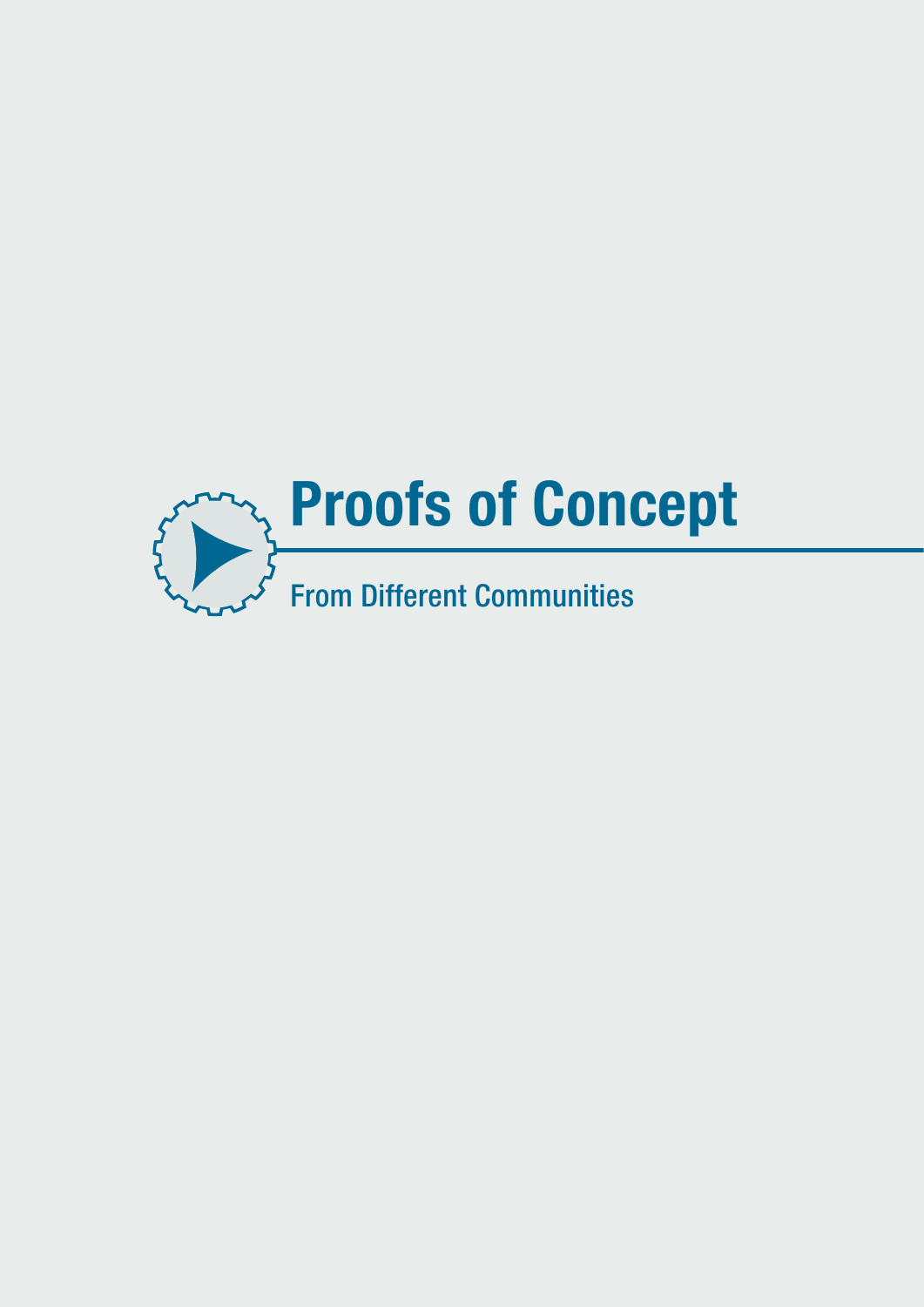# Proofs of Concept

From Different Communities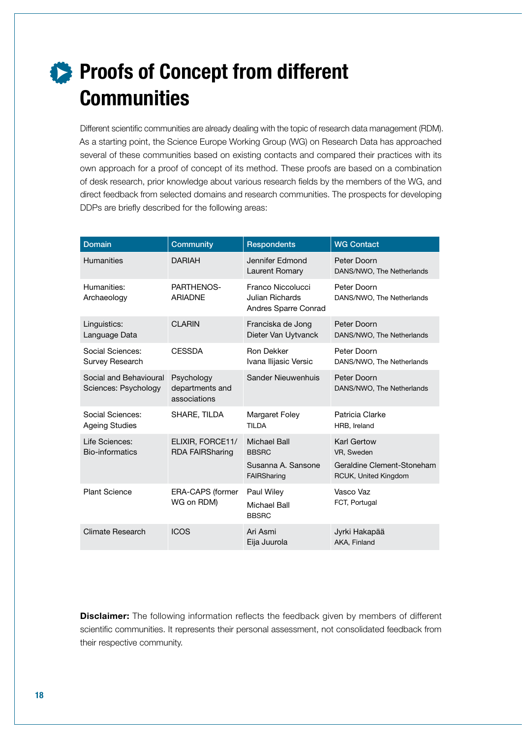# Proofs of Concept from different Communities

Different scientific communities are already dealing with the topic of research data management (RDM). As a starting point, the Science Europe Working Group (WG) on Research Data has approached several of these communities based on existing contacts and compared their practices with its own approach for a proof of concept of its method. These proofs are based on a combination of desk research, prior knowledge about various research fields by the members of the WG, and direct feedback from selected domains and research communities. The prospects for developing DDPs are briefly described for the following areas:

| Domain | Community | Respondents | WG Contact |
|---|---|---|---|
| Humanities | DARIAH | Jennifer Edmond<br>Laurent Romary | Peter Doorn<br>DANS/NWO, The Netherlands |
| Humanities: Archaeology | PARTHENOS-ARIADNE | Franco Niccolucci<br>Julian Richards<br>Andres Sparre Conrad | Peter Doorn<br>DANS/NWO, The Netherlands |
| Linguistics: Language Data | CLARIN | Franciska de Jong<br>Dieter Van Uytvanck | Peter Doorn<br>DANS/NWO, The Netherlands |
| Social Sciences: Survey Research | CESSDA | Ron Dekker<br>Ivana Ilijasic Versic | Peter Doorn<br>DANS/NWO, The Netherlands |
| Social and Behavioural Sciences: Psychology | Psychology departments and associations | Sander Nieuwenhuis | Peter Doorn<br>DANS/NWO, The Netherlands |
| Social Sciences: Ageing Studies | SHARE, TILDA | Margaret Foley<br>TILDA | Patricia Clarke<br>HRB, Ireland |
| Life Sciences: Bio-informatics | ELIXIR, FORCE11/ RDA FAIRSharing | Michael Ball<br>BBSRC<br>Susanna A. Sansone<br>FAIRSharing | Karl Gertow<br>VR, Sweden<br>Geraldine Clement-Stoneham<br>RCUK, United Kingdom |
| Plant Science | ERA-CAPS (former WG on RDM) | Paul Wiley<br>Michael Ball<br>BBSRC | Vasco Vaz<br>FCT, Portugal |
| Climate Research | ICOS | Ari Asmi<br>Eija Juurola | Jyrki Hakapää<br>AKA, Finland |

**Disclaimer:** The following information reflects the feedback given by members of different scientific communities. It represents their personal assessment, not consolidated feedback from their respective community.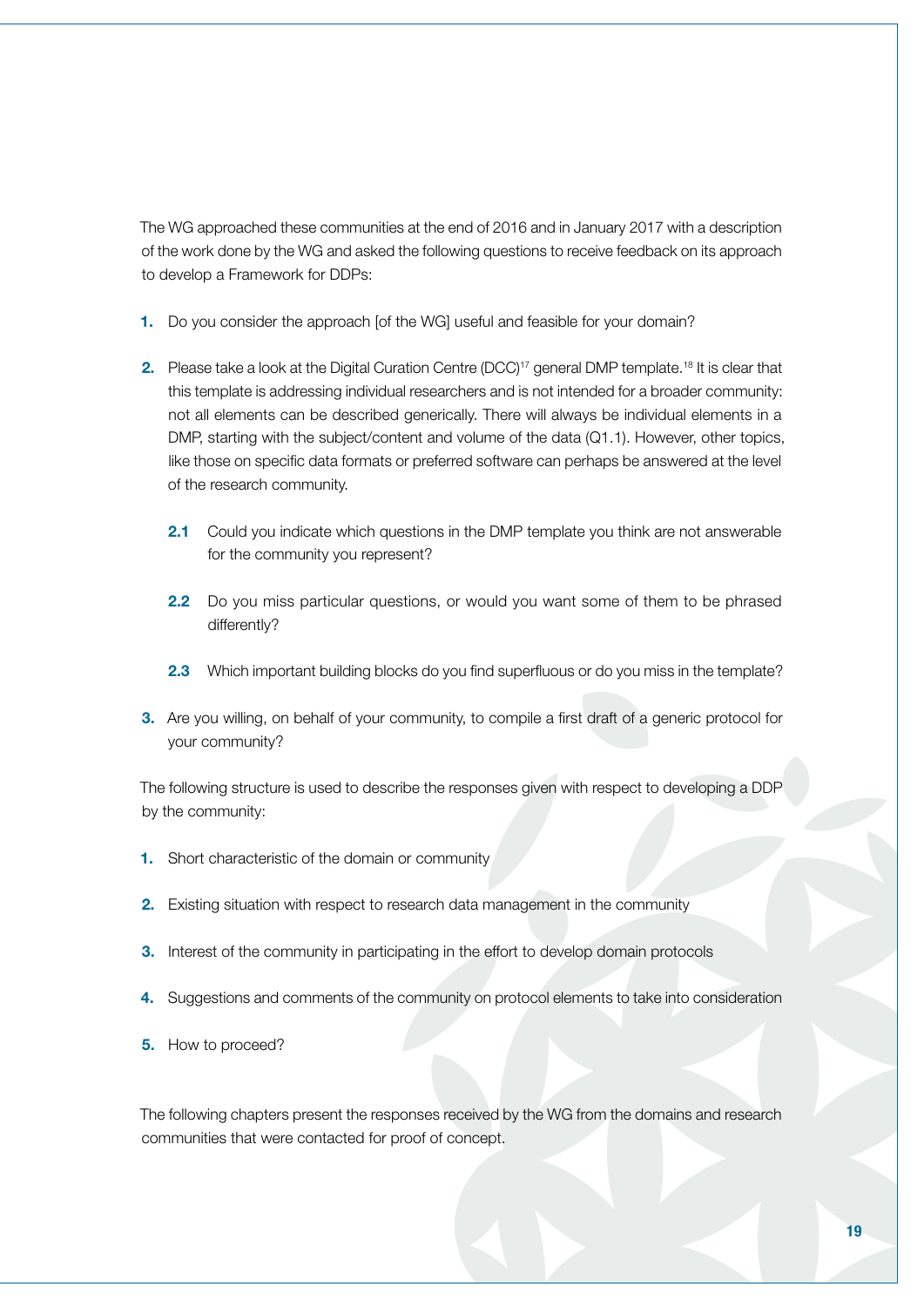The WG approached these communities at the end of 2016 and in January 2017 with a description of the work done by the WG and asked the following questions to receive feedback on its approach to develop a Framework for DDPs:

1. Do you consider the approach [of the WG] useful and feasible for your domain?

2. Please take a look at the Digital Curation Centre (DCC)[17] general DMP template.[18] It is clear that this template is addressing individual researchers and is not intended for a broader community: not all elements can be described generically. There will always be individual elements in a DMP, starting with the subject/content and volume of the data (Q1.1). However, other topics, like those on specific data formats or preferred software can perhaps be answered at the level of the research community.

   **2.1** Could you indicate which questions in the DMP template you think are not answerable for the community you represent?

   **2.2** Do you miss particular questions, or would you want some of them to be phrased differently?

   **2.3** Which important building blocks do you find superfluous or do you miss in the template?

3. Are you willing, on behalf of your community, to compile a first draft of a generic protocol for your community?

The following structure is used to describe the responses given with respect to developing a DDP by the community:

1. Short characteristic of the domain or community

2. Existing situation with respect to research data management in the community

3. Interest of the community in participating in the effort to develop domain protocols

4. Suggestions and comments of the community on protocol elements to take into consideration

5. How to proceed?

The following chapters present the responses received by the WG from the domains and research communities that were contacted for proof of concept.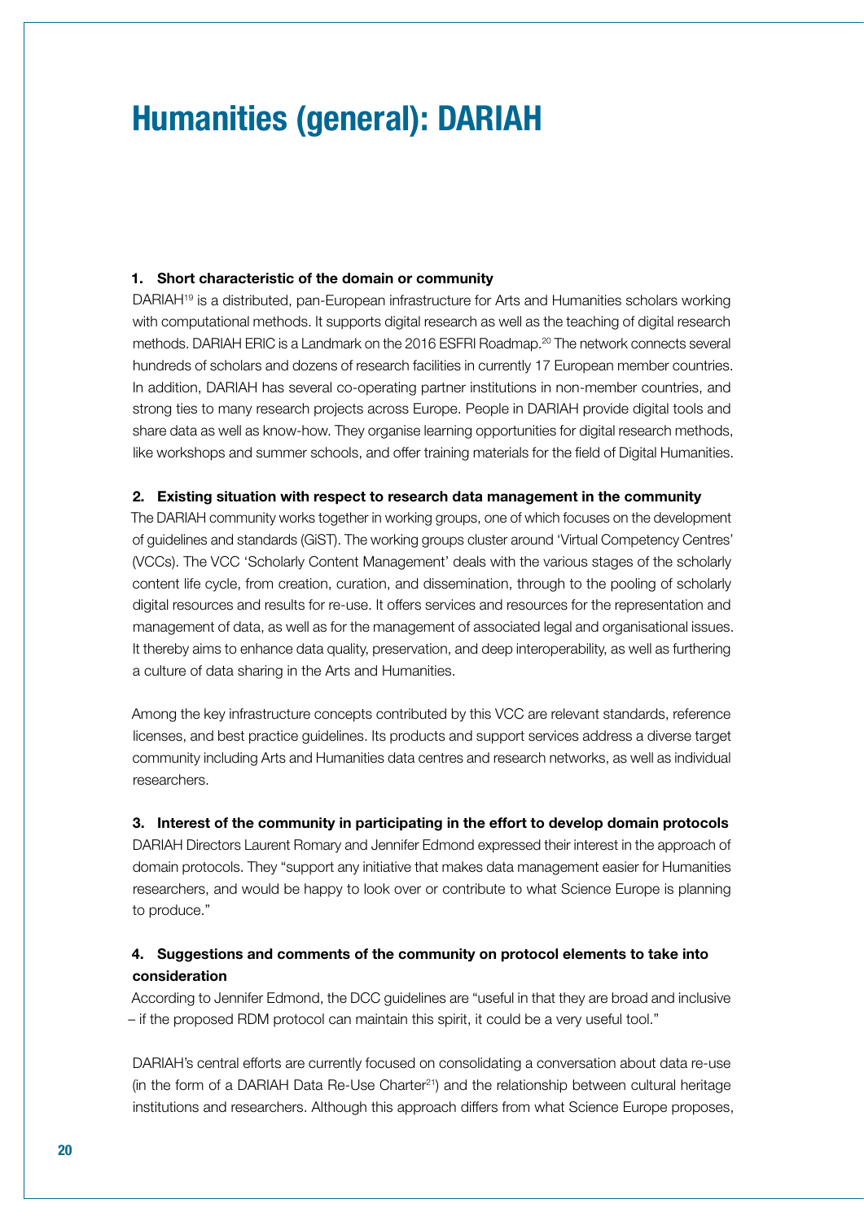# Humanities (general): DARIAH

**1. Short characteristic of the domain or community**

DARIAH[19] is a distributed, pan-European infrastructure for Arts and Humanities scholars working with computational methods. It supports digital research as well as the teaching of digital research methods. DARIAH ERIC is a Landmark on the 2016 ESFRI Roadmap.[20] The network connects several hundreds of scholars and dozens of research facilities in currently 17 European member countries. In addition, DARIAH has several co-operating partner institutions in non-member countries, and strong ties to many research projects across Europe. People in DARIAH provide digital tools and share data as well as know-how. They organise learning opportunities for digital research methods, like workshops and summer schools, and offer training materials for the field of Digital Humanities.

**2. Existing situation with respect to research data management in the community**

The DARIAH community works together in working groups, one of which focuses on the development of guidelines and standards (GiST). The working groups cluster around 'Virtual Competency Centres' (VCCs). The VCC 'Scholarly Content Management' deals with the various stages of the scholarly content life cycle, from creation, curation, and dissemination, through to the pooling of scholarly digital resources and results for re-use. It offers services and resources for the representation and management of data, as well as for the management of associated legal and organisational issues. It thereby aims to enhance data quality, preservation, and deep interoperability, as well as furthering a culture of data sharing in the Arts and Humanities.

Among the key infrastructure concepts contributed by this VCC are relevant standards, reference licenses, and best practice guidelines. Its products and support services address a diverse target community including Arts and Humanities data centres and research networks, as well as individual researchers.

**3. Interest of the community in participating in the effort to develop domain protocols**

DARIAH Directors Laurent Romary and Jennifer Edmond expressed their interest in the approach of domain protocols. They "support any initiative that makes data management easier for Humanities researchers, and would be happy to look over or contribute to what Science Europe is planning to produce."

**4. Suggestions and comments of the community on protocol elements to take into consideration**

According to Jennifer Edmond, the DCC guidelines are "useful in that they are broad and inclusive – if the proposed RDM protocol can maintain this spirit, it could be a very useful tool."

DARIAH's central efforts are currently focused on consolidating a conversation about data re-use (in the form of a DARIAH Data Re-Use Charter[21]) and the relationship between cultural heritage institutions and researchers. Although this approach differs from what Science Europe proposes,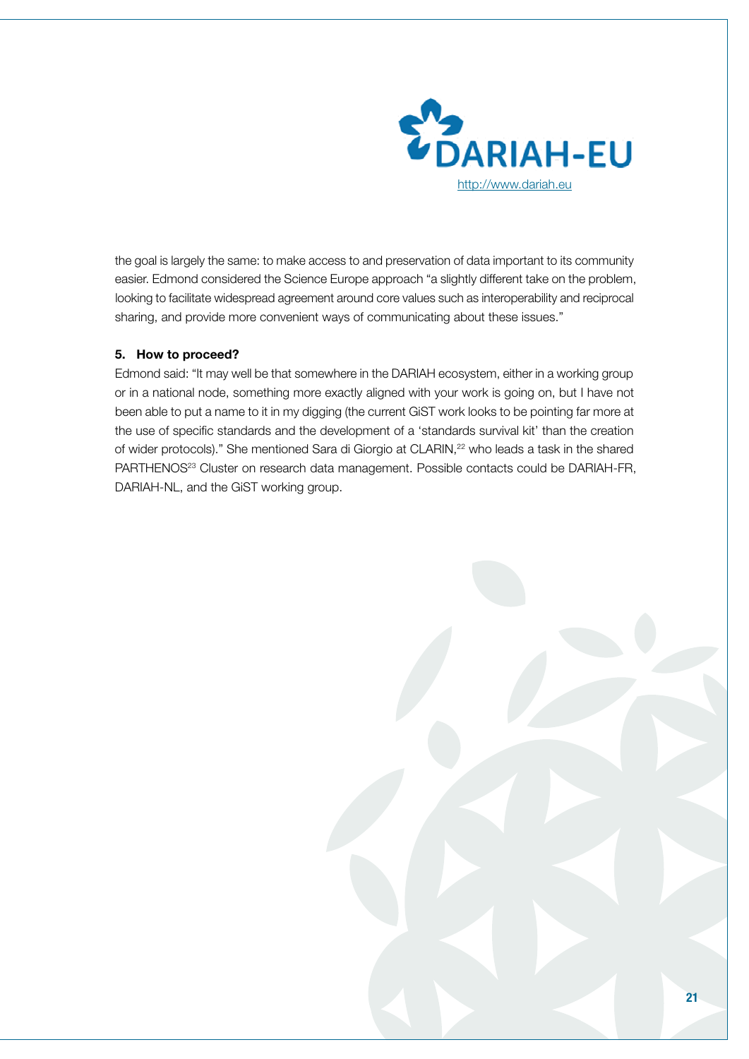the goal is largely the same: to make access to and preservation of data important to its community easier. Edmond considered the Science Europe approach "a slightly different take on the problem, looking to facilitate widespread agreement around core values such as interoperability and reciprocal sharing, and provide more convenient ways of communicating about these issues."

### 5. How to proceed?

Edmond said: "It may well be that somewhere in the DARIAH ecosystem, either in a working group or in a national node, something more exactly aligned with your work is going on, but I have not been able to put a name to it in my digging (the current GiST work looks to be pointing far more at the use of specific standards and the development of a 'standards survival kit' than the creation of wider protocols)." She mentioned Sara di Giorgio at CLARIN,[22] who leads a task in the shared PARTHENOS[23] Cluster on research data management. Possible contacts could be DARIAH-FR, DARIAH-NL, and the GiST working group.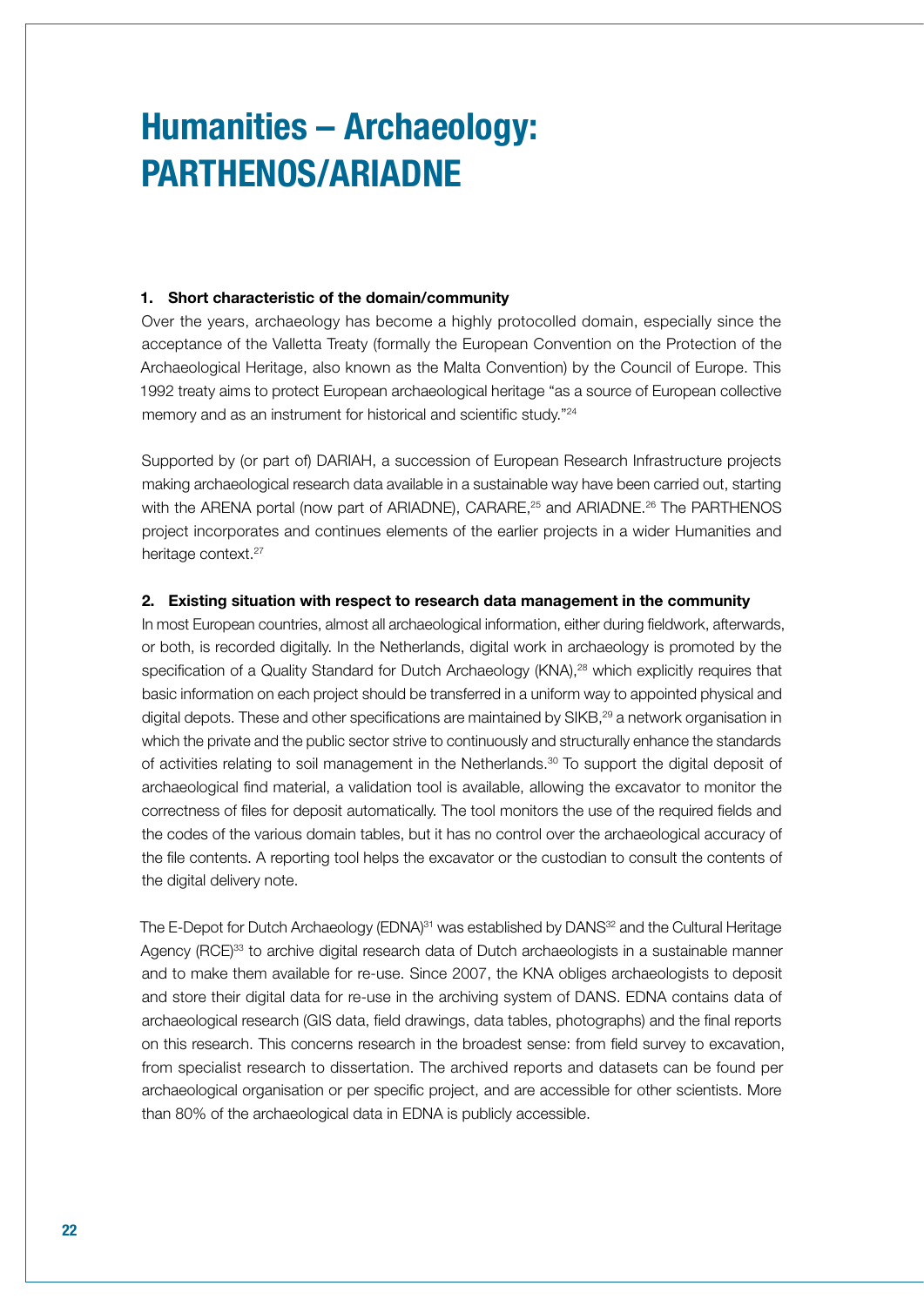# Humanities – Archaeology: PARTHENOS/ARIADNE

**1. Short characteristic of the domain/community**

Over the years, archaeology has become a highly protocolled domain, especially since the acceptance of the Valletta Treaty (formally the European Convention on the Protection of the Archaeological Heritage, also known as the Malta Convention) by the Council of Europe. This 1992 treaty aims to protect European archaeological heritage "as a source of European collective memory and as an instrument for historical and scientific study."[24]

Supported by (or part of) DARIAH, a succession of European Research Infrastructure projects making archaeological research data available in a sustainable way have been carried out, starting with the ARENA portal (now part of ARIADNE), CARARE,[25] and ARIADNE.[26] The PARTHENOS project incorporates and continues elements of the earlier projects in a wider Humanities and heritage context.[27]

**2. Existing situation with respect to research data management in the community**

In most European countries, almost all archaeological information, either during fieldwork, afterwards, or both, is recorded digitally. In the Netherlands, digital work in archaeology is promoted by the specification of a Quality Standard for Dutch Archaeology (KNA),[28] which explicitly requires that basic information on each project should be transferred in a uniform way to appointed physical and digital depots. These and other specifications are maintained by SIKB,[29] a network organisation in which the private and the public sector strive to continuously and structurally enhance the standards of activities relating to soil management in the Netherlands.[30] To support the digital deposit of archaeological find material, a validation tool is available, allowing the excavator to monitor the correctness of files for deposit automatically. The tool monitors the use of the required fields and the codes of the various domain tables, but it has no control over the archaeological accuracy of the file contents. A reporting tool helps the excavator or the custodian to consult the contents of the digital delivery note.

The E-Depot for Dutch Archaeology (EDNA)[31] was established by DANS[32] and the Cultural Heritage Agency (RCE)[33] to archive digital research data of Dutch archaeologists in a sustainable manner and to make them available for re-use. Since 2007, the KNA obliges archaeologists to deposit and store their digital data for re-use in the archiving system of DANS. EDNA contains data of archaeological research (GIS data, field drawings, data tables, photographs) and the final reports on this research. This concerns research in the broadest sense: from field survey to excavation, from specialist research to dissertation. The archived reports and datasets can be found per archaeological organisation or per specific project, and are accessible for other scientists. More than 80% of the archaeological data in EDNA is publicly accessible.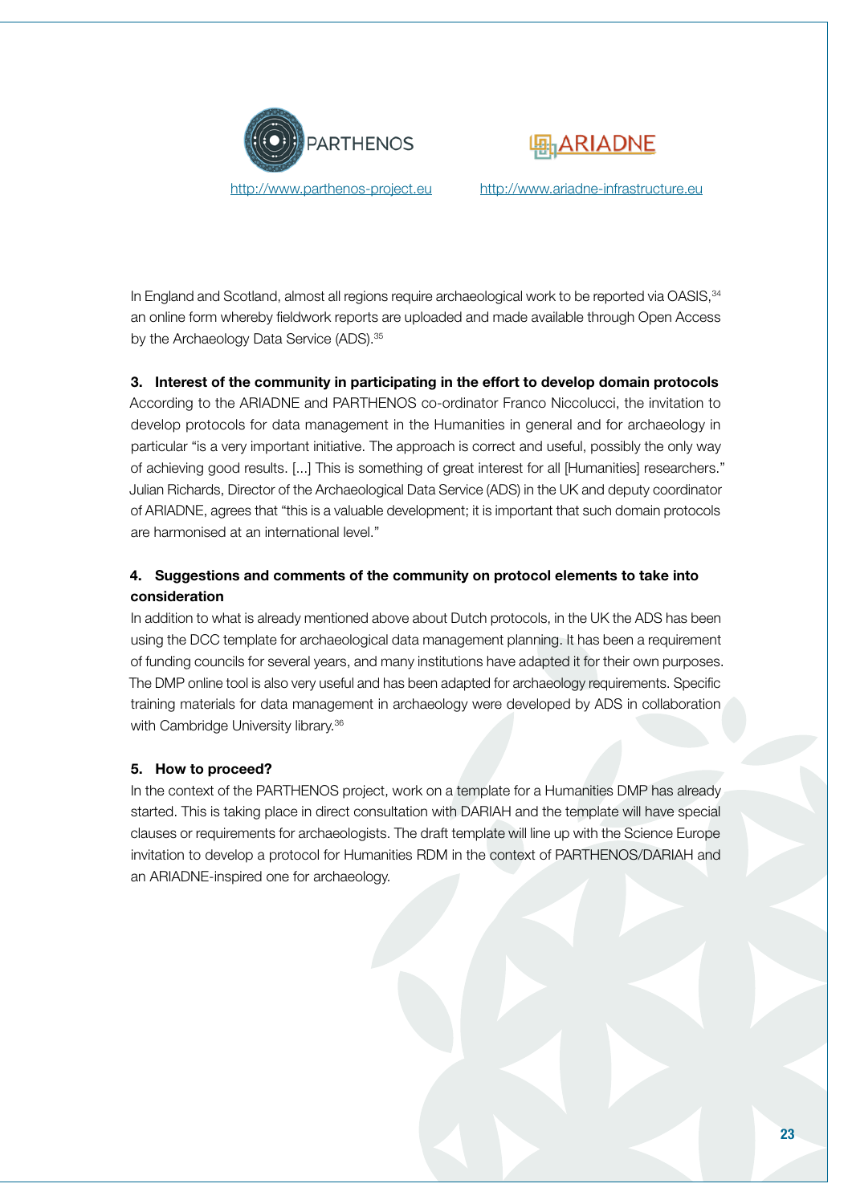PARTHENOS

ARIADNE

http://www.parthenos-project.eu

http://www.ariadne-infrastructure.eu

In England and Scotland, almost all regions require archaeological work to be reported via OASIS,[34] an online form whereby fieldwork reports are uploaded and made available through Open Access by the Archaeology Data Service (ADS).[35]

**3. Interest of the community in participating in the effort to develop domain protocols**

According to the ARIADNE and PARTHENOS co-ordinator Franco Niccolucci, the invitation to develop protocols for data management in the Humanities in general and for archaeology in particular "is a very important initiative. The approach is correct and useful, possibly the only way of achieving good results. [...] This is something of great interest for all [Humanities] researchers." Julian Richards, Director of the Archaeological Data Service (ADS) in the UK and deputy coordinator of ARIADNE, agrees that "this is a valuable development; it is important that such domain protocols are harmonised at an international level."

**4. Suggestions and comments of the community on protocol elements to take into consideration**

In addition to what is already mentioned above about Dutch protocols, in the UK the ADS has been using the DCC template for archaeological data management planning. It has been a requirement of funding councils for several years, and many institutions have adapted it for their own purposes. The DMP online tool is also very useful and has been adapted for archaeology requirements. Specific training materials for data management in archaeology were developed by ADS in collaboration with Cambridge University library.[36]

**5. How to proceed?**

In the context of the PARTHENOS project, work on a template for a Humanities DMP has already started. This is taking place in direct consultation with DARIAH and the template will have special clauses or requirements for archaeologists. The draft template will line up with the Science Europe invitation to develop a protocol for Humanities RDM in the context of PARTHENOS/DARIAH and an ARIADNE-inspired one for archaeology.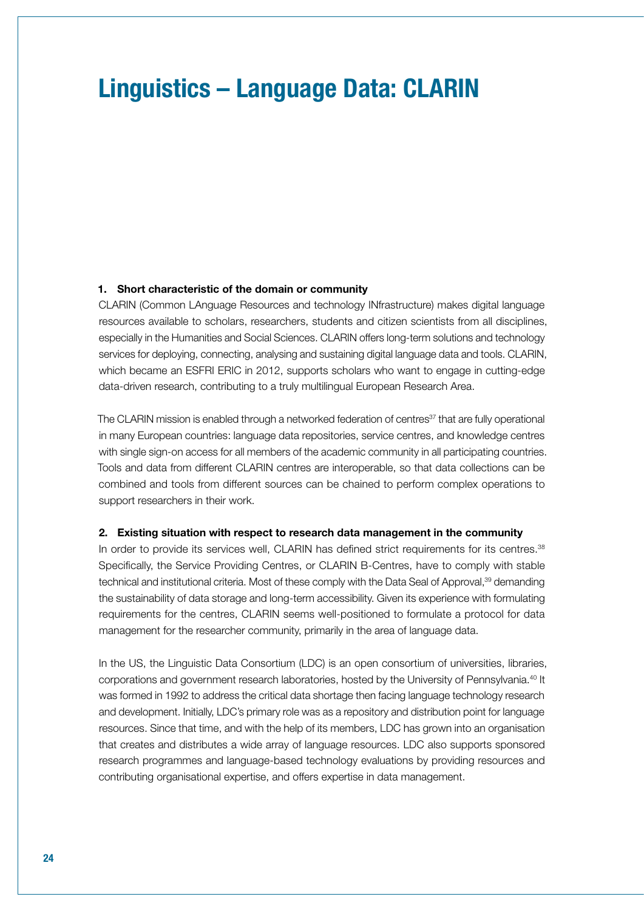# Linguistics – Language Data: CLARIN

**1. Short characteristic of the domain or community**

CLARIN (Common LAnguage Resources and technology INfrastructure) makes digital language resources available to scholars, researchers, students and citizen scientists from all disciplines, especially in the Humanities and Social Sciences. CLARIN offers long-term solutions and technology services for deploying, connecting, analysing and sustaining digital language data and tools. CLARIN, which became an ESFRI ERIC in 2012, supports scholars who want to engage in cutting-edge data-driven research, contributing to a truly multilingual European Research Area.

The CLARIN mission is enabled through a networked federation of centres[37] that are fully operational in many European countries: language data repositories, service centres, and knowledge centres with single sign-on access for all members of the academic community in all participating countries. Tools and data from different CLARIN centres are interoperable, so that data collections can be combined and tools from different sources can be chained to perform complex operations to support researchers in their work.

**2. Existing situation with respect to research data management in the community**

In order to provide its services well, CLARIN has defined strict requirements for its centres.[38] Specifically, the Service Providing Centres, or CLARIN B-Centres, have to comply with stable technical and institutional criteria. Most of these comply with the Data Seal of Approval,[39] demanding the sustainability of data storage and long-term accessibility. Given its experience with formulating requirements for the centres, CLARIN seems well-positioned to formulate a protocol for data management for the researcher community, primarily in the area of language data.

In the US, the Linguistic Data Consortium (LDC) is an open consortium of universities, libraries, corporations and government research laboratories, hosted by the University of Pennsylvania.[40] It was formed in 1992 to address the critical data shortage then facing language technology research and development. Initially, LDC's primary role was as a repository and distribution point for language resources. Since that time, and with the help of its members, LDC has grown into an organisation that creates and distributes a wide array of language resources. LDC also supports sponsored research programmes and language-based technology evaluations by providing resources and contributing organisational expertise, and offers expertise in data management.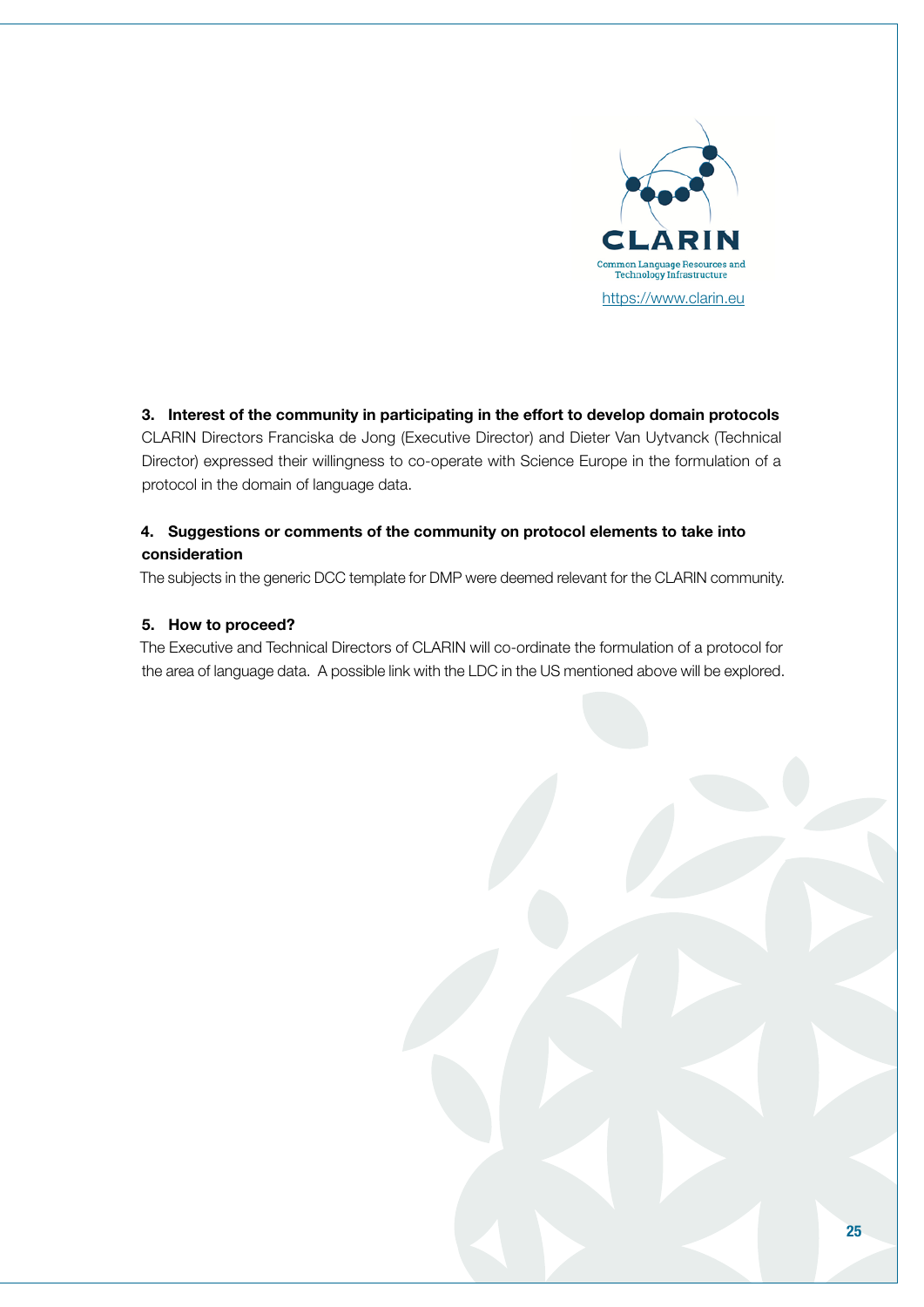CLARIN

Common Language Resources and Technology Infrastructure

https://www.clarin.eu

**3. Interest of the community in participating in the effort to develop domain protocols**

CLARIN Directors Franciska de Jong (Executive Director) and Dieter Van Uytvanck (Technical Director) expressed their willingness to co-operate with Science Europe in the formulation of a protocol in the domain of language data.

**4. Suggestions or comments of the community on protocol elements to take into consideration**

The subjects in the generic DCC template for DMP were deemed relevant for the CLARIN community.

**5. How to proceed?**

The Executive and Technical Directors of CLARIN will co-ordinate the formulation of a protocol for the area of language data. A possible link with the LDC in the US mentioned above will be explored.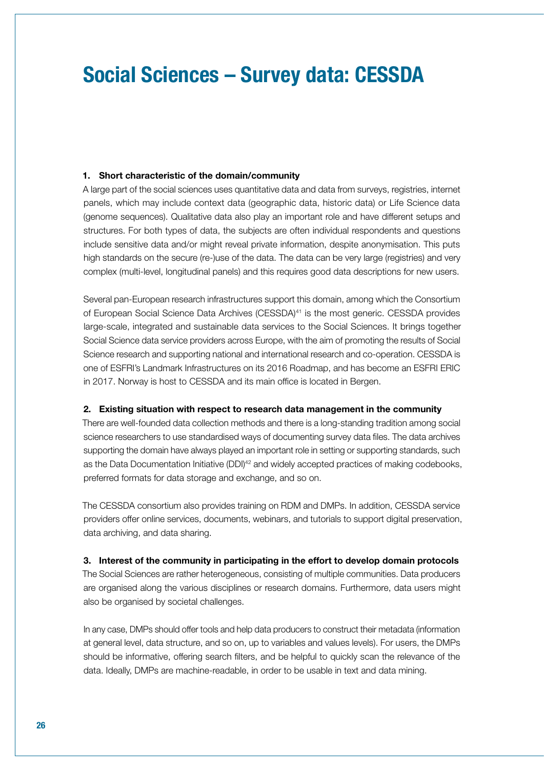# Social Sciences – Survey data: CESSDA

**1. Short characteristic of the domain/community**

A large part of the social sciences uses quantitative data and data from surveys, registries, internet panels, which may include context data (geographic data, historic data) or Life Science data (genome sequences). Qualitative data also play an important role and have different setups and structures. For both types of data, the subjects are often individual respondents and questions include sensitive data and/or might reveal private information, despite anonymisation. This puts high standards on the secure (re-)use of the data. The data can be very large (registries) and very complex (multi-level, longitudinal panels) and this requires good data descriptions for new users.

Several pan-European research infrastructures support this domain, among which the Consortium of European Social Science Data Archives (CESSDA)[41] is the most generic. CESSDA provides large-scale, integrated and sustainable data services to the Social Sciences. It brings together Social Science data service providers across Europe, with the aim of promoting the results of Social Science research and supporting national and international research and co-operation. CESSDA is one of ESFRI's Landmark Infrastructures on its 2016 Roadmap, and has become an ESFRI ERIC in 2017. Norway is host to CESSDA and its main office is located in Bergen.

**2. Existing situation with respect to research data management in the community**

There are well-founded data collection methods and there is a long-standing tradition among social science researchers to use standardised ways of documenting survey data files. The data archives supporting the domain have always played an important role in setting or supporting standards, such as the Data Documentation Initiative (DDI)[42] and widely accepted practices of making codebooks, preferred formats for data storage and exchange, and so on.

The CESSDA consortium also provides training on RDM and DMPs. In addition, CESSDA service providers offer online services, documents, webinars, and tutorials to support digital preservation, data archiving, and data sharing.

**3. Interest of the community in participating in the effort to develop domain protocols**

The Social Sciences are rather heterogeneous, consisting of multiple communities. Data producers are organised along the various disciplines or research domains. Furthermore, data users might also be organised by societal challenges.

In any case, DMPs should offer tools and help data producers to construct their metadata (information at general level, data structure, and so on, up to variables and values levels). For users, the DMPs should be informative, offering search filters, and be helpful to quickly scan the relevance of the data. Ideally, DMPs are machine-readable, in order to be usable in text and data mining.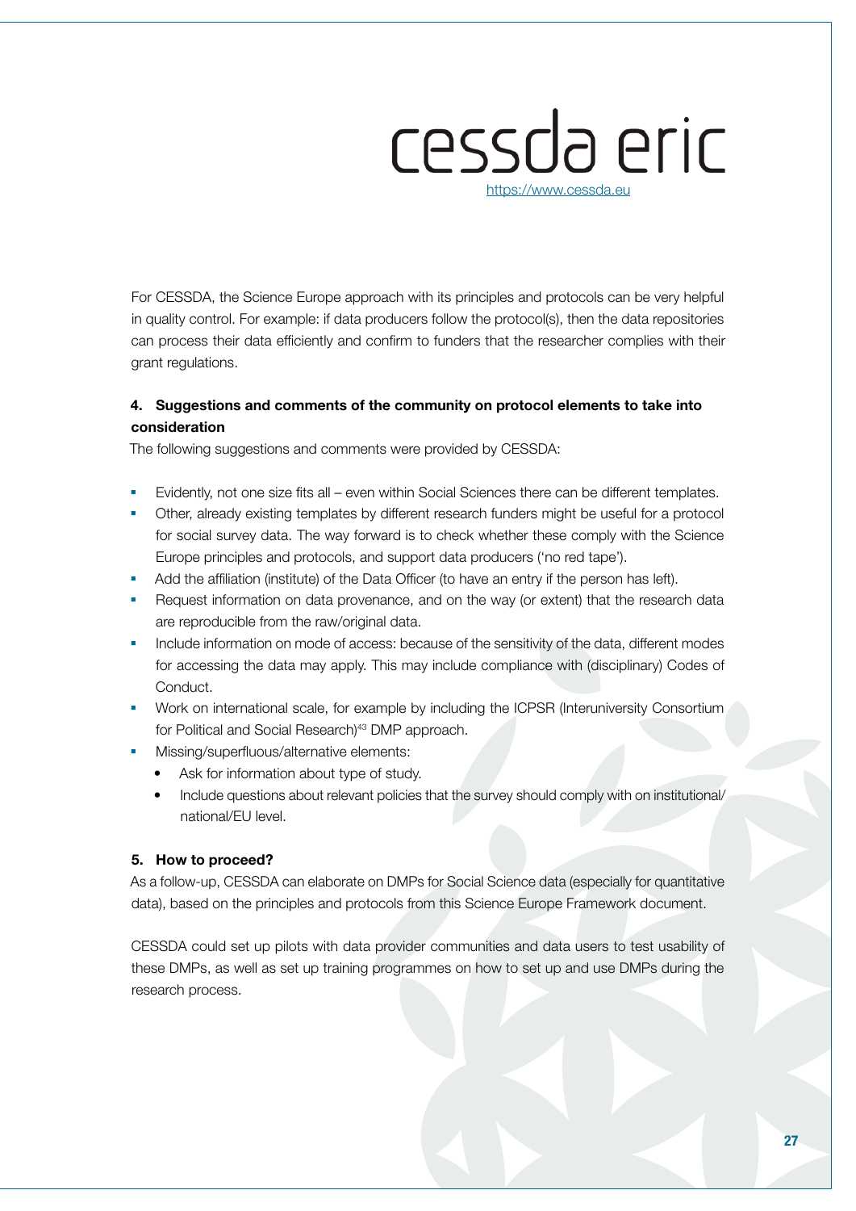# cessda eric

https://www.cessda.eu

For CESSDA, the Science Europe approach with its principles and protocols can be very helpful in quality control. For example: if data producers follow the protocol(s), then the data repositories can process their data efficiently and confirm to funders that the researcher complies with their grant regulations.

**4. Suggestions and comments of the community on protocol elements to take into consideration**

The following suggestions and comments were provided by CESSDA:

- Evidently, not one size fits all – even within Social Sciences there can be different templates.
- Other, already existing templates by different research funders might be useful for a protocol for social survey data. The way forward is to check whether these comply with the Science Europe principles and protocols, and support data producers ('no red tape').
- Add the affiliation (institute) of the Data Officer (to have an entry if the person has left).
- Request information on data provenance, and on the way (or extent) that the research data are reproducible from the raw/original data.
- Include information on mode of access: because of the sensitivity of the data, different modes for accessing the data may apply. This may include compliance with (disciplinary) Codes of Conduct.
- Work on international scale, for example by including the ICPSR (Interuniversity Consortium for Political and Social Research)[43] DMP approach.
- Missing/superfluous/alternative elements:
  - Ask for information about type of study.
  - Include questions about relevant policies that the survey should comply with on institutional/national/EU level.

**5. How to proceed?**

As a follow-up, CESSDA can elaborate on DMPs for Social Science data (especially for quantitative data), based on the principles and protocols from this Science Europe Framework document.

CESSDA could set up pilots with data provider communities and data users to test usability of these DMPs, as well as set up training programmes on how to set up and use DMPs during the research process.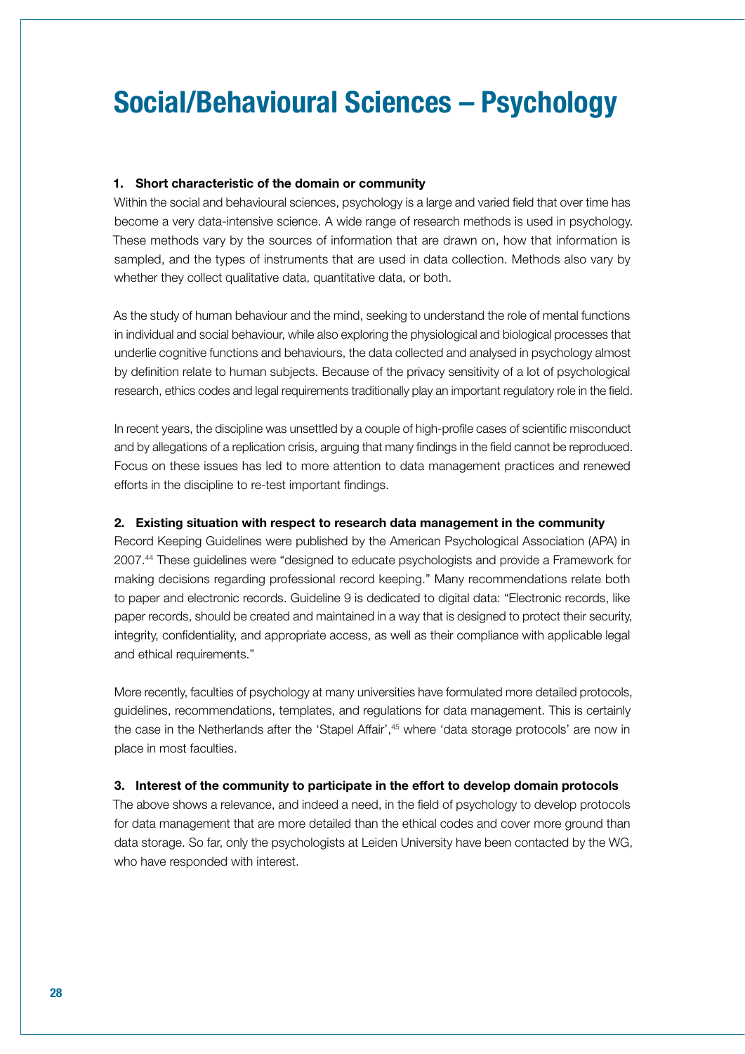# Social/Behavioural Sciences – Psychology

**1. Short characteristic of the domain or community**

Within the social and behavioural sciences, psychology is a large and varied field that over time has become a very data-intensive science. A wide range of research methods is used in psychology. These methods vary by the sources of information that are drawn on, how that information is sampled, and the types of instruments that are used in data collection. Methods also vary by whether they collect qualitative data, quantitative data, or both.

As the study of human behaviour and the mind, seeking to understand the role of mental functions in individual and social behaviour, while also exploring the physiological and biological processes that underlie cognitive functions and behaviours, the data collected and analysed in psychology almost by definition relate to human subjects. Because of the privacy sensitivity of a lot of psychological research, ethics codes and legal requirements traditionally play an important regulatory role in the field.

In recent years, the discipline was unsettled by a couple of high-profile cases of scientific misconduct and by allegations of a replication crisis, arguing that many findings in the field cannot be reproduced. Focus on these issues has led to more attention to data management practices and renewed efforts in the discipline to re-test important findings.

**2. Existing situation with respect to research data management in the community**

Record Keeping Guidelines were published by the American Psychological Association (APA) in 2007.[44] These guidelines were "designed to educate psychologists and provide a Framework for making decisions regarding professional record keeping." Many recommendations relate both to paper and electronic records. Guideline 9 is dedicated to digital data: "Electronic records, like paper records, should be created and maintained in a way that is designed to protect their security, integrity, confidentiality, and appropriate access, as well as their compliance with applicable legal and ethical requirements."

More recently, faculties of psychology at many universities have formulated more detailed protocols, guidelines, recommendations, templates, and regulations for data management. This is certainly the case in the Netherlands after the 'Stapel Affair',[45] where 'data storage protocols' are now in place in most faculties.

**3. Interest of the community to participate in the effort to develop domain protocols**

The above shows a relevance, and indeed a need, in the field of psychology to develop protocols for data management that are more detailed than the ethical codes and cover more ground than data storage. So far, only the psychologists at Leiden University have been contacted by the WG, who have responded with interest.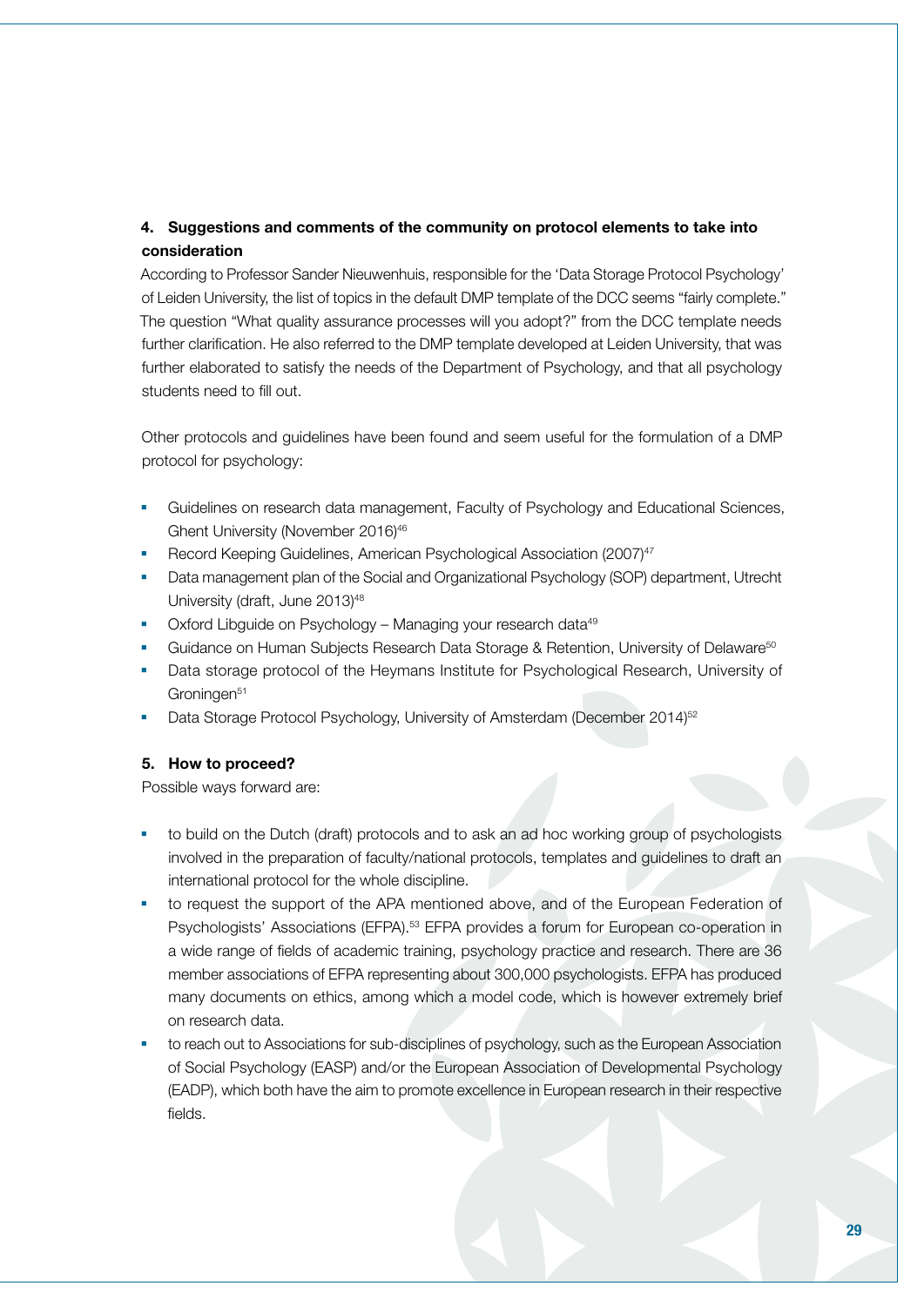### 4. Suggestions and comments of the community on protocol elements to take into consideration

According to Professor Sander Nieuwenhuis, responsible for the 'Data Storage Protocol Psychology' of Leiden University, the list of topics in the default DMP template of the DCC seems "fairly complete." The question "What quality assurance processes will you adopt?" from the DCC template needs further clarification. He also referred to the DMP template developed at Leiden University, that was further elaborated to satisfy the needs of the Department of Psychology, and that all psychology students need to fill out.

Other protocols and guidelines have been found and seem useful for the formulation of a DMP protocol for psychology:

- Guidelines on research data management, Faculty of Psychology and Educational Sciences, Ghent University (November 2016)[46]
- Record Keeping Guidelines, American Psychological Association (2007)[47]
- Data management plan of the Social and Organizational Psychology (SOP) department, Utrecht University (draft, June 2013)[48]
- Oxford Libguide on Psychology – Managing your research data[49]
- Guidance on Human Subjects Research Data Storage & Retention, University of Delaware[50]
- Data storage protocol of the Heymans Institute for Psychological Research, University of Groningen[51]
- Data Storage Protocol Psychology, University of Amsterdam (December 2014)[52]

### 5. How to proceed?

Possible ways forward are:

- to build on the Dutch (draft) protocols and to ask an ad hoc working group of psychologists involved in the preparation of faculty/national protocols, templates and guidelines to draft an international protocol for the whole discipline.
- to request the support of the APA mentioned above, and of the European Federation of Psychologists' Associations (EFPA).[53] EFPA provides a forum for European co-operation in a wide range of fields of academic training, psychology practice and research. There are 36 member associations of EFPA representing about 300,000 psychologists. EFPA has produced many documents on ethics, among which a model code, which is however extremely brief on research data.
- to reach out to Associations for sub-disciplines of psychology, such as the European Association of Social Psychology (EASP) and/or the European Association of Developmental Psychology (EADP), which both have the aim to promote excellence in European research in their respective fields.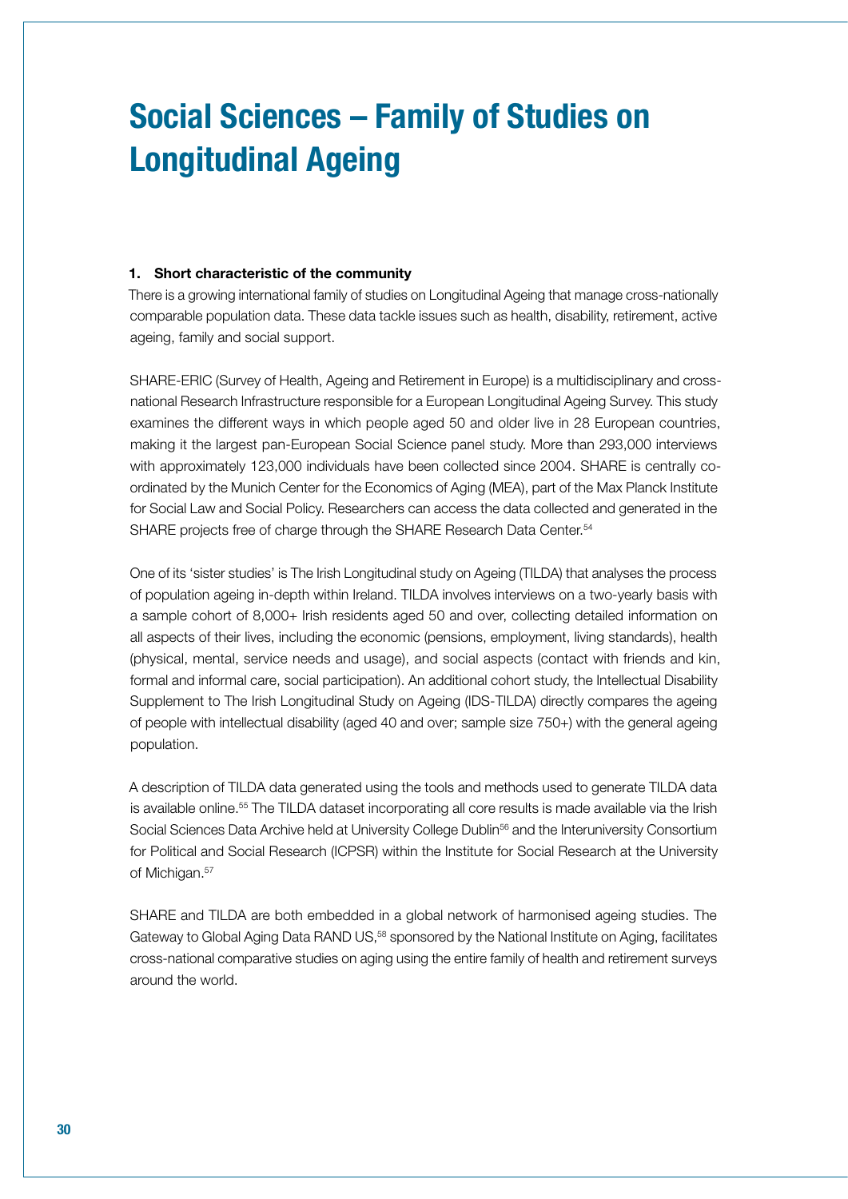# Social Sciences – Family of Studies on Longitudinal Ageing

**1. Short characteristic of the community**

There is a growing international family of studies on Longitudinal Ageing that manage cross-nationally comparable population data. These data tackle issues such as health, disability, retirement, active ageing, family and social support.

SHARE-ERIC (Survey of Health, Ageing and Retirement in Europe) is a multidisciplinary and cross-national Research Infrastructure responsible for a European Longitudinal Ageing Survey. This study examines the different ways in which people aged 50 and older live in 28 European countries, making it the largest pan-European Social Science panel study. More than 293,000 interviews with approximately 123,000 individuals have been collected since 2004. SHARE is centrally co-ordinated by the Munich Center for the Economics of Aging (MEA), part of the Max Planck Institute for Social Law and Social Policy. Researchers can access the data collected and generated in the SHARE projects free of charge through the SHARE Research Data Center.[54]

One of its 'sister studies' is The Irish Longitudinal study on Ageing (TILDA) that analyses the process of population ageing in-depth within Ireland. TILDA involves interviews on a two-yearly basis with a sample cohort of 8,000+ Irish residents aged 50 and over, collecting detailed information on all aspects of their lives, including the economic (pensions, employment, living standards), health (physical, mental, service needs and usage), and social aspects (contact with friends and kin, formal and informal care, social participation). An additional cohort study, the Intellectual Disability Supplement to The Irish Longitudinal Study on Ageing (IDS-TILDA) directly compares the ageing of people with intellectual disability (aged 40 and over; sample size 750+) with the general ageing population.

A description of TILDA data generated using the tools and methods used to generate TILDA data is available online.[55] The TILDA dataset incorporating all core results is made available via the Irish Social Sciences Data Archive held at University College Dublin[56] and the Interuniversity Consortium for Political and Social Research (ICPSR) within the Institute for Social Research at the University of Michigan.[57]

SHARE and TILDA are both embedded in a global network of harmonised ageing studies. The Gateway to Global Aging Data RAND US,[58] sponsored by the National Institute on Aging, facilitates cross-national comparative studies on aging using the entire family of health and retirement surveys around the world.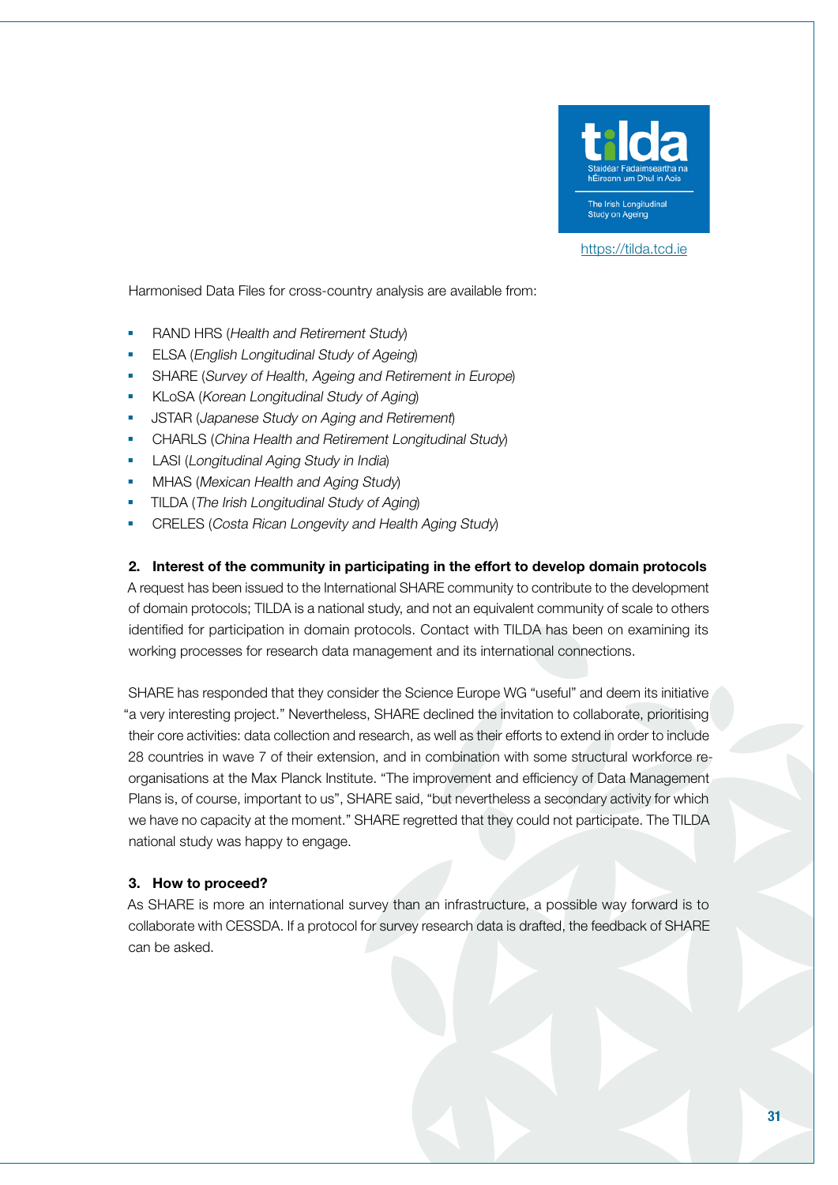tilda

Staidéar Fadaimseartha na hÉireann um Dhul in Aois

The Irish Longitudinal Study on Ageing

https://tilda.tcd.ie

Harmonised Data Files for cross-country analysis are available from:

- RAND HRS (*Health and Retirement Study*)
- ELSA (*English Longitudinal Study of Ageing*)
- SHARE (*Survey of Health, Ageing and Retirement in Europe*)
- KLoSA (*Korean Longitudinal Study of Aging*)
- JSTAR (*Japanese Study on Aging and Retirement*)
- CHARLS (*China Health and Retirement Longitudinal Study*)
- LASI (*Longitudinal Aging Study in India*)
- MHAS (*Mexican Health and Aging Study*)
- TILDA (*The Irish Longitudinal Study of Aging*)
- CRELES (*Costa Rican Longevity and Health Aging Study*)

**2. Interest of the community in participating in the effort to develop domain protocols**

A request has been issued to the International SHARE community to contribute to the development of domain protocols; TILDA is a national study, and not an equivalent community of scale to others identified for participation in domain protocols. Contact with TILDA has been on examining its working processes for research data management and its international connections.

SHARE has responded that they consider the Science Europe WG "useful" and deem its initiative "a very interesting project." Nevertheless, SHARE declined the invitation to collaborate, prioritising their core activities: data collection and research, as well as their efforts to extend in order to include 28 countries in wave 7 of their extension, and in combination with some structural workforce re-organisations at the Max Planck Institute. "The improvement and efficiency of Data Management Plans is, of course, important to us", SHARE said, "but nevertheless a secondary activity for which we have no capacity at the moment." SHARE regretted that they could not participate. The TILDA national study was happy to engage.

**3. How to proceed?**

As SHARE is more an international survey than an infrastructure, a possible way forward is to collaborate with CESSDA. If a protocol for survey research data is drafted, the feedback of SHARE can be asked.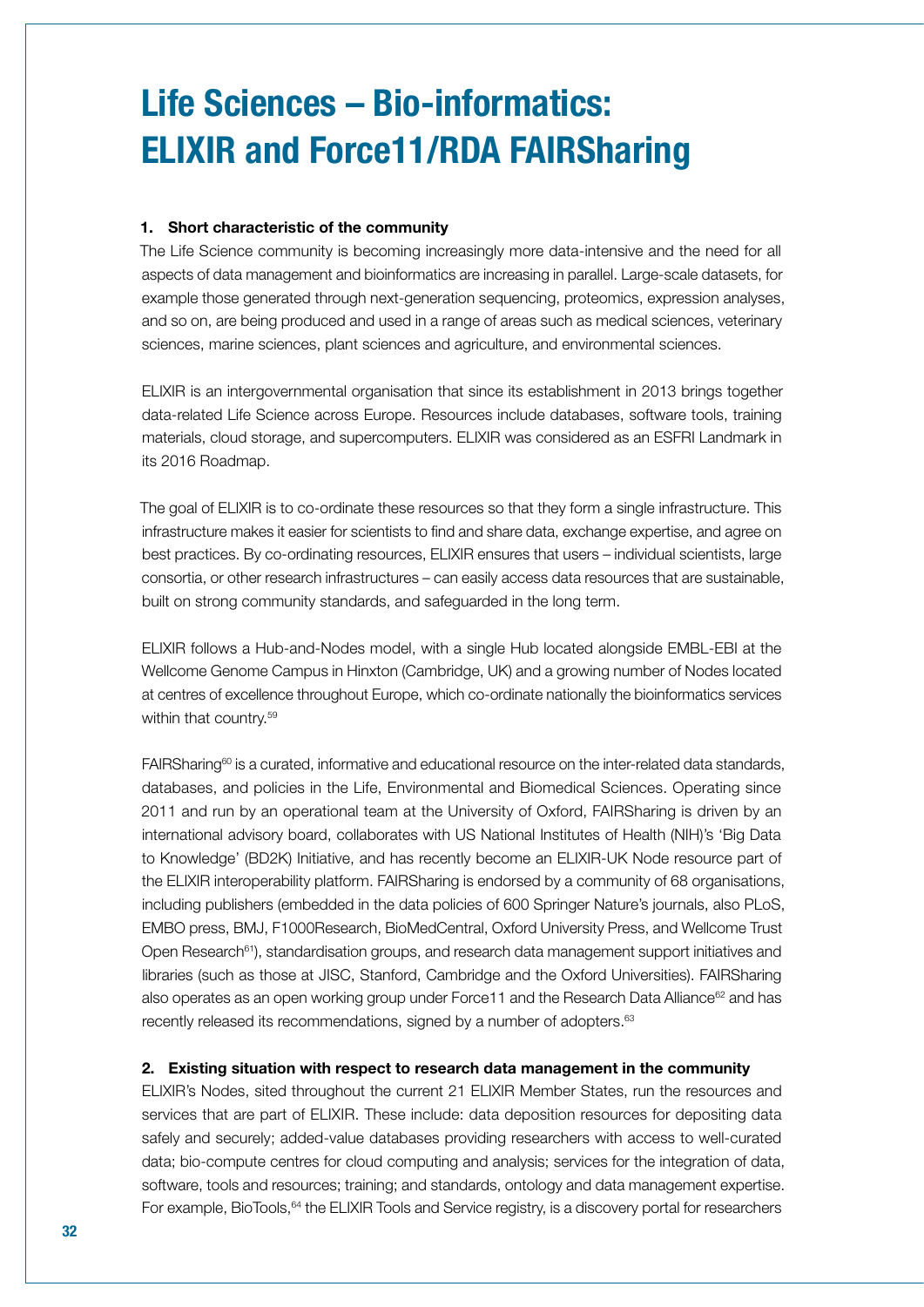# Life Sciences – Bio-informatics: ELIXIR and Force11/RDA FAIRSharing

**1. Short characteristic of the community**

The Life Science community is becoming increasingly more data-intensive and the need for all aspects of data management and bioinformatics are increasing in parallel. Large-scale datasets, for example those generated through next-generation sequencing, proteomics, expression analyses, and so on, are being produced and used in a range of areas such as medical sciences, veterinary sciences, marine sciences, plant sciences and agriculture, and environmental sciences.

ELIXIR is an intergovernmental organisation that since its establishment in 2013 brings together data-related Life Science across Europe. Resources include databases, software tools, training materials, cloud storage, and supercomputers. ELIXIR was considered as an ESFRI Landmark in its 2016 Roadmap.

The goal of ELIXIR is to co-ordinate these resources so that they form a single infrastructure. This infrastructure makes it easier for scientists to find and share data, exchange expertise, and agree on best practices. By co-ordinating resources, ELIXIR ensures that users – individual scientists, large consortia, or other research infrastructures – can easily access data resources that are sustainable, built on strong community standards, and safeguarded in the long term.

ELIXIR follows a Hub-and-Nodes model, with a single Hub located alongside EMBL-EBI at the Wellcome Genome Campus in Hinxton (Cambridge, UK) and a growing number of Nodes located at centres of excellence throughout Europe, which co-ordinate nationally the bioinformatics services within that country.[59]

FAIRSharing[60] is a curated, informative and educational resource on the inter-related data standards, databases, and policies in the Life, Environmental and Biomedical Sciences. Operating since 2011 and run by an operational team at the University of Oxford, FAIRSharing is driven by an international advisory board, collaborates with US National Institutes of Health (NIH)'s 'Big Data to Knowledge' (BD2K) Initiative, and has recently become an ELIXIR-UK Node resource part of the ELIXIR interoperability platform. FAIRSharing is endorsed by a community of 68 organisations, including publishers (embedded in the data policies of 600 Springer Nature's journals, also PLoS, EMBO press, BMJ, F1000Research, BioMedCentral, Oxford University Press, and Wellcome Trust Open Research[61]), standardisation groups, and research data management support initiatives and libraries (such as those at JISC, Stanford, Cambridge and the Oxford Universities). FAIRSharing also operates as an open working group under Force11 and the Research Data Alliance[62] and has recently released its recommendations, signed by a number of adopters.[63]

**2. Existing situation with respect to research data management in the community**

ELIXIR's Nodes, sited throughout the current 21 ELIXIR Member States, run the resources and services that are part of ELIXIR. These include: data deposition resources for depositing data safely and securely; added-value databases providing researchers with access to well-curated data; bio-compute centres for cloud computing and analysis; services for the integration of data, software, tools and resources; training; and standards, ontology and data management expertise. For example, BioTools,[64] the ELIXIR Tools and Service registry, is a discovery portal for researchers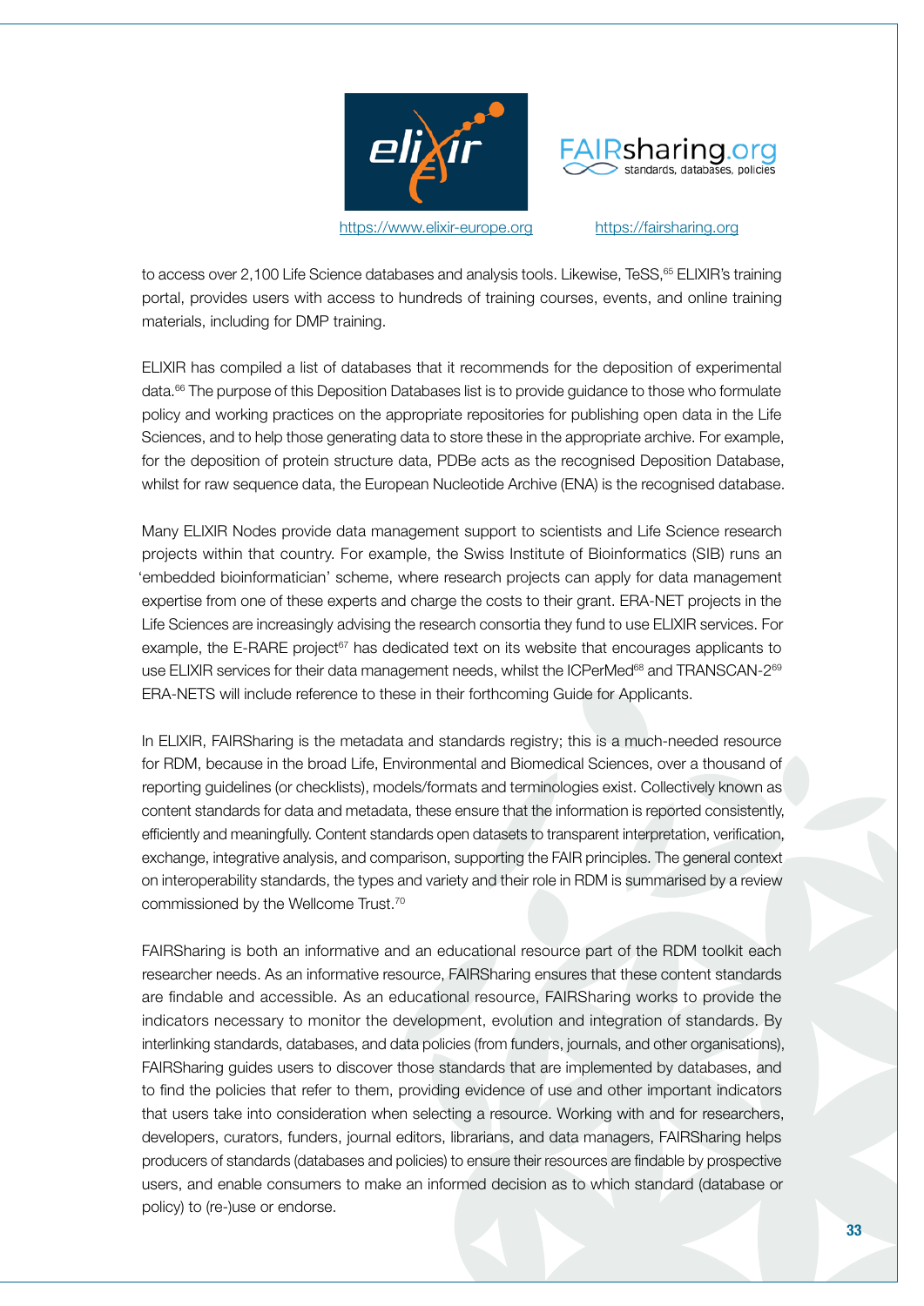https://www.elixir-europe.org https://fairsharing.org

to access over 2,100 Life Science databases and analysis tools. Likewise, TeSS,[65] ELIXIR's training portal, provides users with access to hundreds of training courses, events, and online training materials, including for DMP training.

ELIXIR has compiled a list of databases that it recommends for the deposition of experimental data.[66] The purpose of this Deposition Databases list is to provide guidance to those who formulate policy and working practices on the appropriate repositories for publishing open data in the Life Sciences, and to help those generating data to store these in the appropriate archive. For example, for the deposition of protein structure data, PDBe acts as the recognised Deposition Database, whilst for raw sequence data, the European Nucleotide Archive (ENA) is the recognised database.

Many ELIXIR Nodes provide data management support to scientists and Life Science research projects within that country. For example, the Swiss Institute of Bioinformatics (SIB) runs an 'embedded bioinformatician' scheme, where research projects can apply for data management expertise from one of these experts and charge the costs to their grant. ERA-NET projects in the Life Sciences are increasingly advising the research consortia they fund to use ELIXIR services. For example, the E-RARE project[67] has dedicated text on its website that encourages applicants to use ELIXIR services for their data management needs, whilst the ICPerMed[68] and TRANSCAN-2[69] ERA-NETS will include reference to these in their forthcoming Guide for Applicants.

In ELIXIR, FAIRSharing is the metadata and standards registry; this is a much-needed resource for RDM, because in the broad Life, Environmental and Biomedical Sciences, over a thousand of reporting guidelines (or checklists), models/formats and terminologies exist. Collectively known as content standards for data and metadata, these ensure that the information is reported consistently, efficiently and meaningfully. Content standards open datasets to transparent interpretation, verification, exchange, integrative analysis, and comparison, supporting the FAIR principles. The general context on interoperability standards, the types and variety and their role in RDM is summarised by a review commissioned by the Wellcome Trust.[70]

FAIRSharing is both an informative and an educational resource part of the RDM toolkit each researcher needs. As an informative resource, FAIRSharing ensures that these content standards are findable and accessible. As an educational resource, FAIRSharing works to provide the indicators necessary to monitor the development, evolution and integration of standards. By interlinking standards, databases, and data policies (from funders, journals, and other organisations), FAIRSharing guides users to discover those standards that are implemented by databases, and to find the policies that refer to them, providing evidence of use and other important indicators that users take into consideration when selecting a resource. Working with and for researchers, developers, curators, funders, journal editors, librarians, and data managers, FAIRSharing helps producers of standards (databases and policies) to ensure their resources are findable by prospective users, and enable consumers to make an informed decision as to which standard (database or policy) to (re-)use or endorse.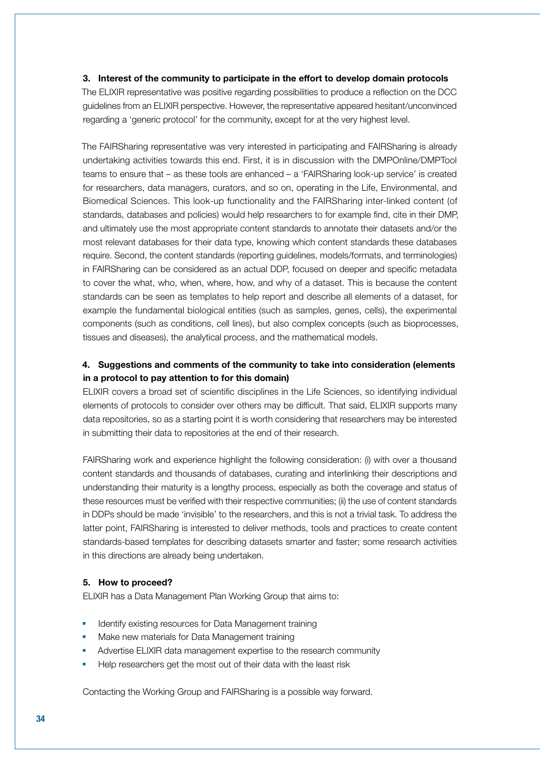**3. Interest of the community to participate in the effort to develop domain protocols**

The ELIXIR representative was positive regarding possibilities to produce a reflection on the DCC guidelines from an ELIXIR perspective. However, the representative appeared hesitant/unconvinced regarding a 'generic protocol' for the community, except for at the very highest level.

The FAIRSharing representative was very interested in participating and FAIRSharing is already undertaking activities towards this end. First, it is in discussion with the DMPOnline/DMPTool teams to ensure that – as these tools are enhanced – a 'FAIRSharing look-up service' is created for researchers, data managers, curators, and so on, operating in the Life, Environmental, and Biomedical Sciences. This look-up functionality and the FAIRSharing inter-linked content (of standards, databases and policies) would help researchers to for example find, cite in their DMP, and ultimately use the most appropriate content standards to annotate their datasets and/or the most relevant databases for their data type, knowing which content standards these databases require. Second, the content standards (reporting guidelines, models/formats, and terminologies) in FAIRSharing can be considered as an actual DDP, focused on deeper and specific metadata to cover the what, who, when, where, how, and why of a dataset. This is because the content standards can be seen as templates to help report and describe all elements of a dataset, for example the fundamental biological entities (such as samples, genes, cells), the experimental components (such as conditions, cell lines), but also complex concepts (such as bioprocesses, tissues and diseases), the analytical process, and the mathematical models.

**4. Suggestions and comments of the community to take into consideration (elements in a protocol to pay attention to for this domain)**

ELIXIR covers a broad set of scientific disciplines in the Life Sciences, so identifying individual elements of protocols to consider over others may be difficult. That said, ELIXIR supports many data repositories, so as a starting point it is worth considering that researchers may be interested in submitting their data to repositories at the end of their research.

FAIRSharing work and experience highlight the following consideration: (i) with over a thousand content standards and thousands of databases, curating and interlinking their descriptions and understanding their maturity is a lengthy process, especially as both the coverage and status of these resources must be verified with their respective communities; (ii) the use of content standards in DDPs should be made 'invisible' to the researchers, and this is not a trivial task. To address the latter point, FAIRSharing is interested to deliver methods, tools and practices to create content standards-based templates for describing datasets smarter and faster; some research activities in this directions are already being undertaken.

**5. How to proceed?**

ELIXIR has a Data Management Plan Working Group that aims to:

- Identify existing resources for Data Management training
- Make new materials for Data Management training
- Advertise ELIXIR data management expertise to the research community
- Help researchers get the most out of their data with the least risk

Contacting the Working Group and FAIRSharing is a possible way forward.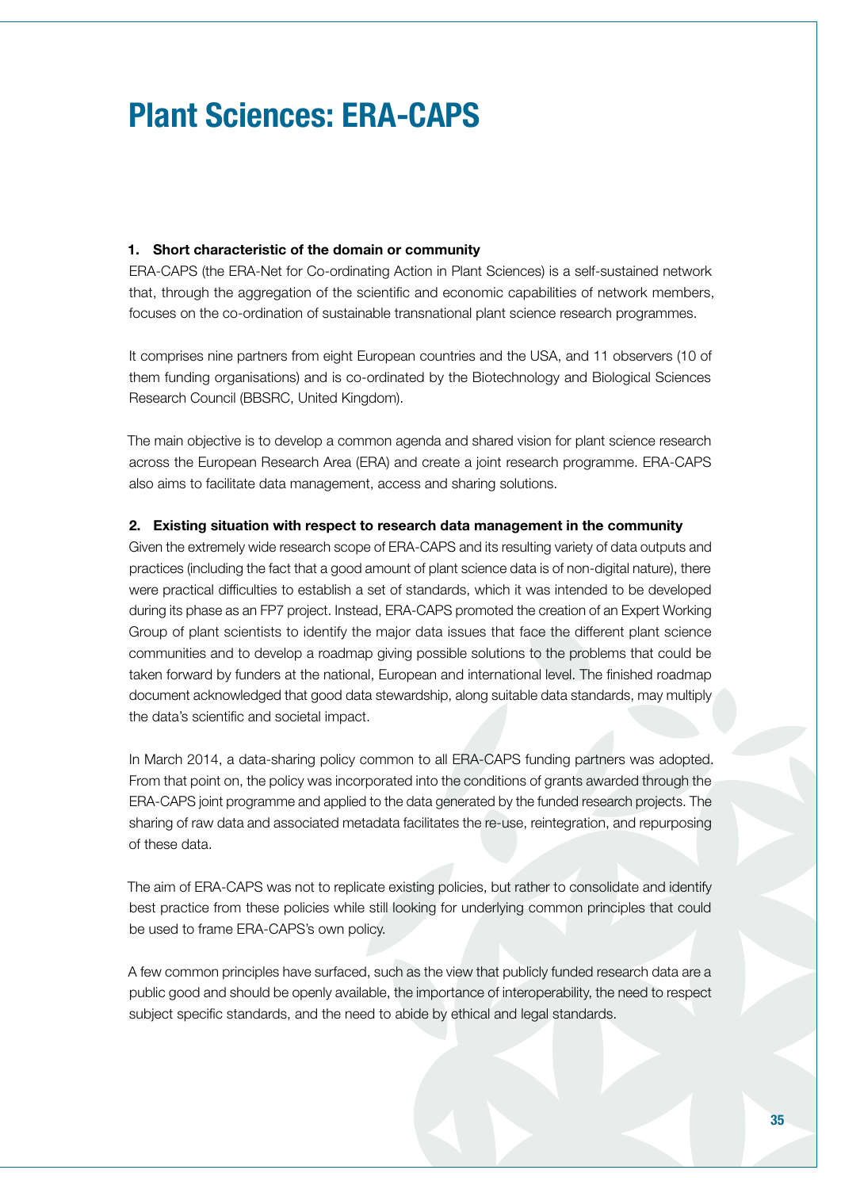# Plant Sciences: ERA-CAPS

**1. Short characteristic of the domain or community**

ERA-CAPS (the ERA-Net for Co-ordinating Action in Plant Sciences) is a self-sustained network that, through the aggregation of the scientific and economic capabilities of network members, focuses on the co-ordination of sustainable transnational plant science research programmes.

It comprises nine partners from eight European countries and the USA, and 11 observers (10 of them funding organisations) and is co-ordinated by the Biotechnology and Biological Sciences Research Council (BBSRC, United Kingdom).

The main objective is to develop a common agenda and shared vision for plant science research across the European Research Area (ERA) and create a joint research programme. ERA-CAPS also aims to facilitate data management, access and sharing solutions.

**2. Existing situation with respect to research data management in the community**

Given the extremely wide research scope of ERA-CAPS and its resulting variety of data outputs and practices (including the fact that a good amount of plant science data is of non-digital nature), there were practical difficulties to establish a set of standards, which it was intended to be developed during its phase as an FP7 project. Instead, ERA-CAPS promoted the creation of an Expert Working Group of plant scientists to identify the major data issues that face the different plant science communities and to develop a roadmap giving possible solutions to the problems that could be taken forward by funders at the national, European and international level. The finished roadmap document acknowledged that good data stewardship, along suitable data standards, may multiply the data's scientific and societal impact.

In March 2014, a data-sharing policy common to all ERA-CAPS funding partners was adopted. From that point on, the policy was incorporated into the conditions of grants awarded through the ERA-CAPS joint programme and applied to the data generated by the funded research projects. The sharing of raw data and associated metadata facilitates the re-use, reintegration, and repurposing of these data.

The aim of ERA-CAPS was not to replicate existing policies, but rather to consolidate and identify best practice from these policies while still looking for underlying common principles that could be used to frame ERA-CAPS's own policy.

A few common principles have surfaced, such as the view that publicly funded research data are a public good and should be openly available, the importance of interoperability, the need to respect subject specific standards, and the need to abide by ethical and legal standards.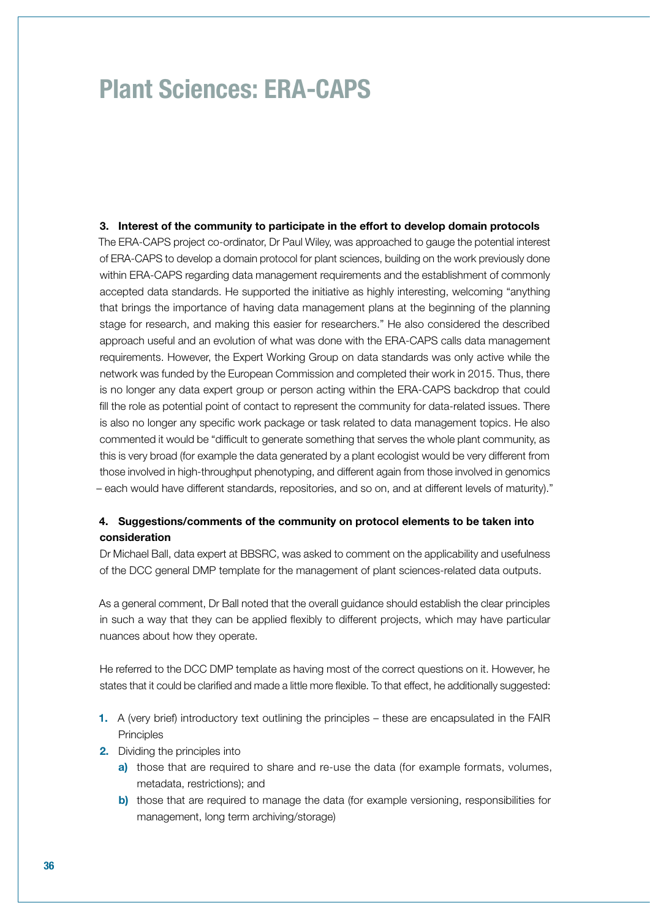# Plant Sciences: ERA-CAPS

**3. Interest of the community to participate in the effort to develop domain protocols**

The ERA-CAPS project co-ordinator, Dr Paul Wiley, was approached to gauge the potential interest of ERA-CAPS to develop a domain protocol for plant sciences, building on the work previously done within ERA-CAPS regarding data management requirements and the establishment of commonly accepted data standards. He supported the initiative as highly interesting, welcoming "anything that brings the importance of having data management plans at the beginning of the planning stage for research, and making this easier for researchers." He also considered the described approach useful and an evolution of what was done with the ERA-CAPS calls data management requirements. However, the Expert Working Group on data standards was only active while the network was funded by the European Commission and completed their work in 2015. Thus, there is no longer any data expert group or person acting within the ERA-CAPS backdrop that could fill the role as potential point of contact to represent the community for data-related issues. There is also no longer any specific work package or task related to data management topics. He also commented it would be "difficult to generate something that serves the whole plant community, as this is very broad (for example the data generated by a plant ecologist would be very different from those involved in high-throughput phenotyping, and different again from those involved in genomics – each would have different standards, repositories, and so on, and at different levels of maturity)."

**4. Suggestions/comments of the community on protocol elements to be taken into consideration**

Dr Michael Ball, data expert at BBSRC, was asked to comment on the applicability and usefulness of the DCC general DMP template for the management of plant sciences-related data outputs.

As a general comment, Dr Ball noted that the overall guidance should establish the clear principles in such a way that they can be applied flexibly to different projects, which may have particular nuances about how they operate.

He referred to the DCC DMP template as having most of the correct questions on it. However, he states that it could be clarified and made a little more flexible. To that effect, he additionally suggested:

1. A (very brief) introductory text outlining the principles – these are encapsulated in the FAIR Principles
2. Dividing the principles into
   a) those that are required to share and re-use the data (for example formats, volumes, metadata, restrictions); and
   b) those that are required to manage the data (for example versioning, responsibilities for management, long term archiving/storage)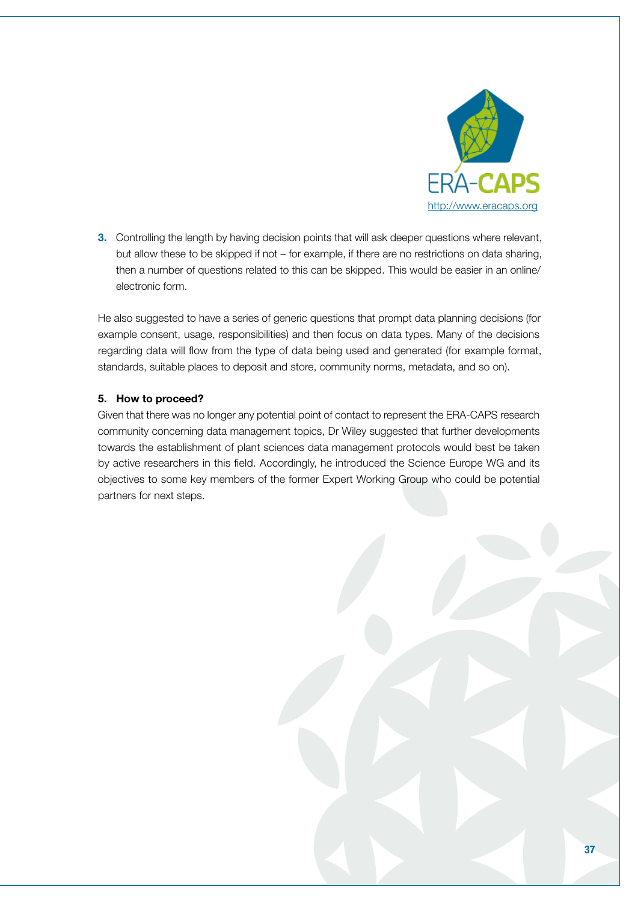3. Controlling the length by having decision points that will ask deeper questions where relevant, but allow these to be skipped if not – for example, if there are no restrictions on data sharing, then a number of questions related to this can be skipped. This would be easier in an online/electronic form.

He also suggested to have a series of generic questions that prompt data planning decisions (for example consent, usage, responsibilities) and then focus on data types. Many of the decisions regarding data will flow from the type of data being used and generated (for example format, standards, suitable places to deposit and store, community norms, metadata, and so on).

#### 5. How to proceed?

Given that there was no longer any potential point of contact to represent the ERA-CAPS research community concerning data management topics, Dr Wiley suggested that further developments towards the establishment of plant sciences data management protocols would best be taken by active researchers in this field. Accordingly, he introduced the Science Europe WG and its objectives to some key members of the former Expert Working Group who could be potential partners for next steps.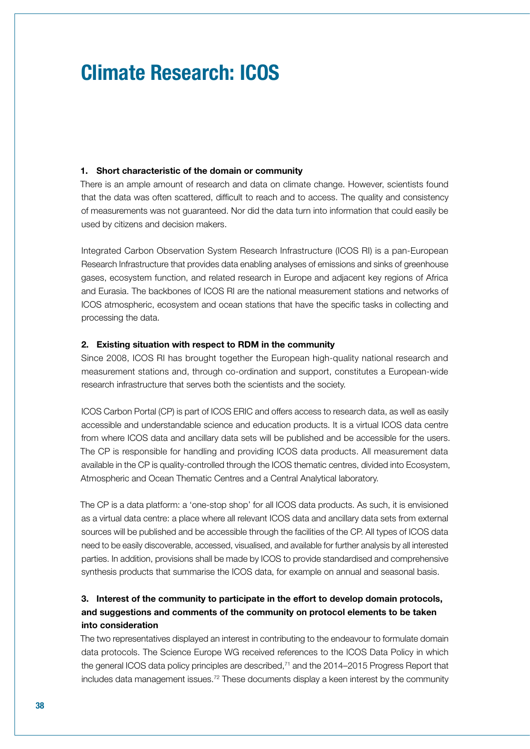# Climate Research: ICOS

### 1. Short characteristic of the domain or community

There is an ample amount of research and data on climate change. However, scientists found that the data was often scattered, difficult to reach and to access. The quality and consistency of measurements was not guaranteed. Nor did the data turn into information that could easily be used by citizens and decision makers.

Integrated Carbon Observation System Research Infrastructure (ICOS RI) is a pan-European Research Infrastructure that provides data enabling analyses of emissions and sinks of greenhouse gases, ecosystem function, and related research in Europe and adjacent key regions of Africa and Eurasia. The backbones of ICOS RI are the national measurement stations and networks of ICOS atmospheric, ecosystem and ocean stations that have the specific tasks in collecting and processing the data.

### 2. Existing situation with respect to RDM in the community

Since 2008, ICOS RI has brought together the European high-quality national research and measurement stations and, through co-ordination and support, constitutes a European-wide research infrastructure that serves both the scientists and the society.

ICOS Carbon Portal (CP) is part of ICOS ERIC and offers access to research data, as well as easily accessible and understandable science and education products. It is a virtual ICOS data centre from where ICOS data and ancillary data sets will be published and be accessible for the users. The CP is responsible for handling and providing ICOS data products. All measurement data available in the CP is quality-controlled through the ICOS thematic centres, divided into Ecosystem, Atmospheric and Ocean Thematic Centres and a Central Analytical laboratory.

The CP is a data platform: a 'one-stop shop' for all ICOS data products. As such, it is envisioned as a virtual data centre: a place where all relevant ICOS data and ancillary data sets from external sources will be published and be accessible through the facilities of the CP. All types of ICOS data need to be easily discoverable, accessed, visualised, and available for further analysis by all interested parties. In addition, provisions shall be made by ICOS to provide standardised and comprehensive synthesis products that summarise the ICOS data, for example on annual and seasonal basis.

### 3. Interest of the community to participate in the effort to develop domain protocols, and suggestions and comments of the community on protocol elements to be taken into consideration

The two representatives displayed an interest in contributing to the endeavour to formulate domain data protocols. The Science Europe WG received references to the ICOS Data Policy in which the general ICOS data policy principles are described,[71] and the 2014–2015 Progress Report that includes data management issues.[72] These documents display a keen interest by the community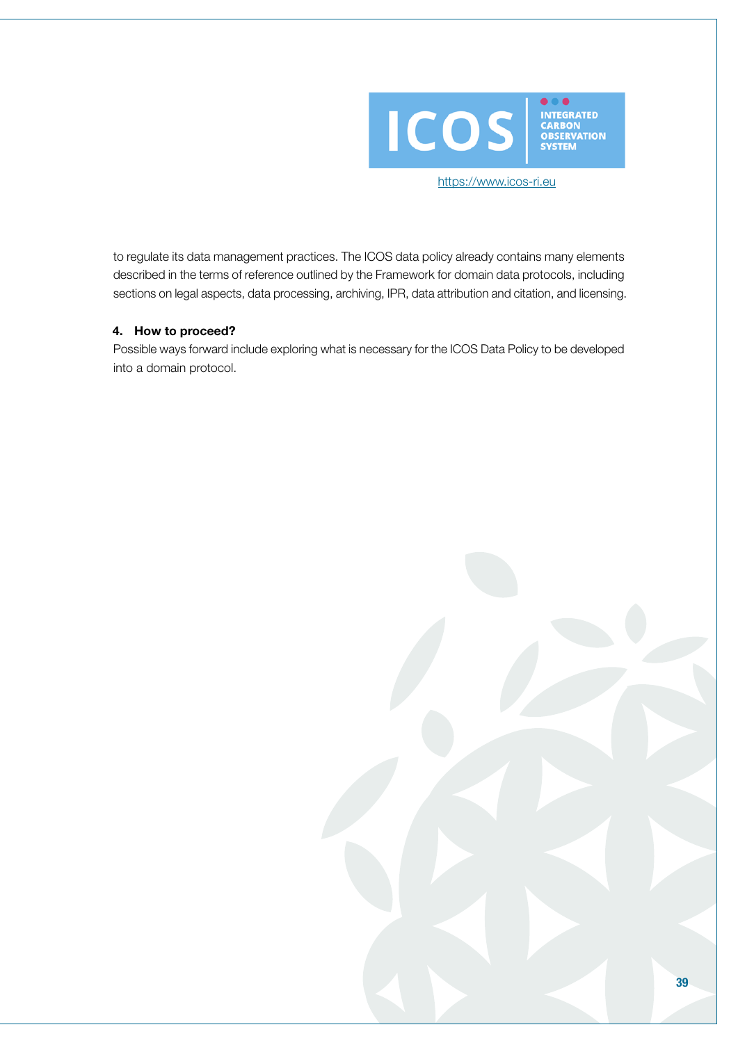https://www.icos-ri.eu

to regulate its data management practices. The ICOS data policy already contains many elements described in the terms of reference outlined by the Framework for domain data protocols, including sections on legal aspects, data processing, archiving, IPR, data attribution and citation, and licensing.

#### 4. How to proceed?

Possible ways forward include exploring what is necessary for the ICOS Data Policy to be developed into a domain protocol.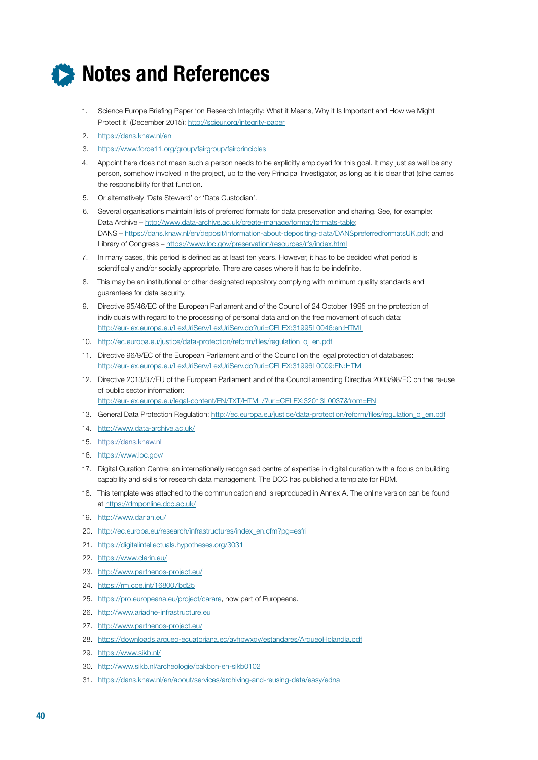# Notes and References

1. Science Europe Briefing Paper 'on Research Integrity: What it Means, Why it Is Important and How we Might Protect it' (December 2015): http://scieur.org/integrity-paper
2. https://dans.knaw.nl/en
3. https://www.force11.org/group/fairgroup/fairprinciples
4. Appoint here does not mean such a person needs to be explicitly employed for this goal. It may just as well be any person, somehow involved in the project, up to the very Principal Investigator, as long as it is clear that (s)he carries the responsibility for that function.
5. Or alternatively 'Data Steward' or 'Data Custodian'.
6. Several organisations maintain lists of preferred formats for data preservation and sharing. See, for example: Data Archive – http://www.data-archive.ac.uk/create-manage/format/formats-table; DANS – https://dans.knaw.nl/en/deposit/information-about-depositing-data/DANSpreferredformatsUK.pdf; and Library of Congress – https://www.loc.gov/preservation/resources/rfs/index.html
7. In many cases, this period is defined as at least ten years. However, it has to be decided what period is scientifically and/or socially appropriate. There are cases where it has to be indefinite.
8. This may be an institutional or other designated repository complying with minimum quality standards and guarantees for data security.
9. Directive 95/46/EC of the European Parliament and of the Council of 24 October 1995 on the protection of individuals with regard to the processing of personal data and on the free movement of such data: http://eur-lex.europa.eu/LexUriServ/LexUriServ.do?uri=CELEX:31995L0046:en:HTML
10. http://ec.europa.eu/justice/data-protection/reform/files/regulation_oj_en.pdf
11. Directive 96/9/EC of the European Parliament and of the Council on the legal protection of databases: http://eur-lex.europa.eu/LexUriServ/LexUriServ.do?uri=CELEX:31996L0009:EN:HTML
12. Directive 2013/37/EU of the European Parliament and of the Council amending Directive 2003/98/EC on the re-use of public sector information: http://eur-lex.europa.eu/legal-content/EN/TXT/HTML/?uri=CELEX:32013L0037&from=EN
13. General Data Protection Regulation: http://ec.europa.eu/justice/data-protection/reform/files/regulation_oj_en.pdf
14. http://www.data-archive.ac.uk/
15. https://dans.knaw.nl
16. https://www.loc.gov/
17. Digital Curation Centre: an internationally recognised centre of expertise in digital curation with a focus on building capability and skills for research data management. The DCC has published a template for RDM.
18. This template was attached to the communication and is reproduced in Annex A. The online version can be found at https://dmponline.dcc.ac.uk/
19. http://www.dariah.eu/
20. http://ec.europa.eu/research/infrastructures/index_en.cfm?pg=esfri
21. https://digitalintellectuals.hypotheses.org/3031
22. https://www.clarin.eu/
23. http://www.parthenos-project.eu/
24. https://rm.coe.int/168007bd25
25. https://pro.europeana.eu/project/carare, now part of Europeana.
26. http://www.ariadne-infrastructure.eu
27. http://www.parthenos-project.eu/
28. https://downloads.arqueo-ecuatoriana.ec/ayhpwxgv/estandares/ArqueoHolandia.pdf
29. https://www.sikb.nl/
30. http://www.sikb.nl/archeologie/pakbon-en-sikb0102
31. https://dans.knaw.nl/en/about/services/archiving-and-reusing-data/easy/edna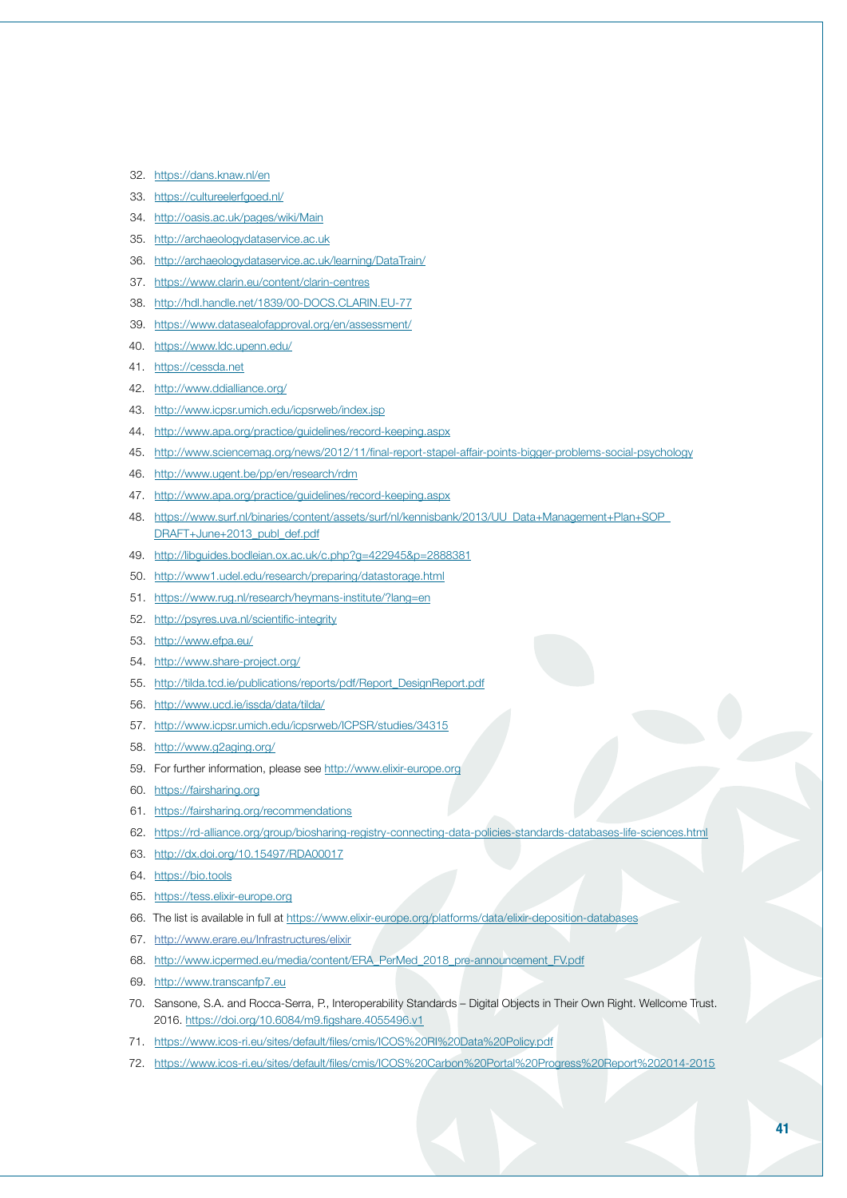32. https://dans.knaw.nl/en
33. https://cultureelerfgoed.nl/
34. http://oasis.ac.uk/pages/wiki/Main
35. http://archaeologydataservice.ac.uk
36. http://archaeologydataservice.ac.uk/learning/DataTrain/
37. https://www.clarin.eu/content/clarin-centres
38. http://hdl.handle.net/1839/00-DOCS.CLARIN.EU-77
39. https://www.datasealofapproval.org/en/assessment/
40. https://www.ldc.upenn.edu/
41. https://cessda.net
42. http://www.ddialliance.org/
43. http://www.icpsr.umich.edu/icpsrweb/index.jsp
44. http://www.apa.org/practice/guidelines/record-keeping.aspx
45. http://www.sciencemag.org/news/2012/11/final-report-stapel-affair-points-bigger-problems-social-psychology
46. http://www.ugent.be/pp/en/research/rdm
47. http://www.apa.org/practice/guidelines/record-keeping.aspx
48. https://www.surf.nl/binaries/content/assets/surf/nl/kennisbank/2013/UU_Data+Management+Plan+SOP_DRAFT+June+2013_publ_def.pdf
49. http://libguides.bodleian.ox.ac.uk/c.php?g=422945&p=2888381
50. http://www1.udel.edu/research/preparing/datastorage.html
51. https://www.rug.nl/research/heymans-institute/?lang=en
52. http://psyres.uva.nl/scientific-integrity
53. http://www.efpa.eu/
54. http://www.share-project.org/
55. http://tilda.tcd.ie/publications/reports/pdf/Report_DesignReport.pdf
56. http://www.ucd.ie/issda/data/tilda/
57. http://www.icpsr.umich.edu/icpsrweb/ICPSR/studies/34315
58. http://www.g2aging.org/
59. For further information, please see http://www.elixir-europe.org
60. https://fairsharing.org
61. https://fairsharing.org/recommendations
62. https://rd-alliance.org/group/biosharing-registry-connecting-data-policies-standards-databases-life-sciences.html
63. http://dx.doi.org/10.15497/RDA00017
64. https://bio.tools
65. https://tess.elixir-europe.org
66. The list is available in full at https://www.elixir-europe.org/platforms/data/elixir-deposition-databases
67. http://www.erare.eu/Infrastructures/elixir
68. http://www.icpermed.eu/media/content/ERA_PerMed_2018_pre-announcement_FV.pdf
69. http://www.transcanfp7.eu
70. Sansone, S.A. and Rocca-Serra, P., Interoperability Standards – Digital Objects in Their Own Right. Wellcome Trust. 2016. https://doi.org/10.6084/m9.figshare.4055496.v1
71. https://www.icos-ri.eu/sites/default/files/cmis/ICOS%20RI%20Data%20Policy.pdf
72. https://www.icos-ri.eu/sites/default/files/cmis/ICOS%20Carbon%20Portal%20Progress%20Report%202014-2015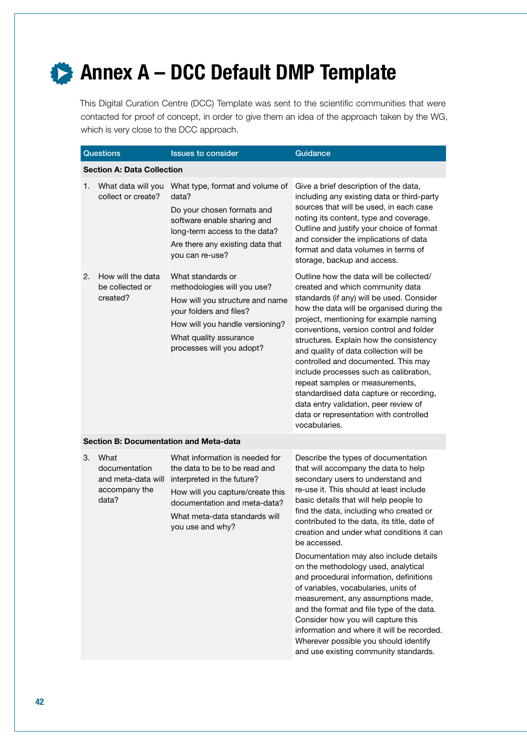# Annex A – DCC Default DMP Template

This Digital Curation Centre (DCC) Template was sent to the scientific communities that were contacted for proof of concept, in order to give them an idea of the approach taken by the WG, which is very close to the DCC approach.

| Questions | Issues to consider | Guidance |
|---|---|---|
| **Section A: Data Collection** | | |
| 1. What data will you collect or create? | What type, format and volume of data?<br>Do your chosen formats and software enable sharing and long-term access to the data?<br>Are there any existing data that you can re-use? | Give a brief description of the data, including any existing data or third-party sources that will be used, in each case noting its content, type and coverage. Outline and justify your choice of format and consider the implications of data format and data volumes in terms of storage, backup and access. |
| 2. How will the data be collected or created? | What standards or methodologies will you use?<br>How will you structure and name your folders and files?<br>How will you handle versioning?<br>What quality assurance processes will you adopt? | Outline how the data will be collected/created and which community data standards (if any) will be used. Consider how the data will be organised during the project, mentioning for example naming conventions, version control and folder structures. Explain how the consistency and quality of data collection will be controlled and documented. This may include processes such as calibration, repeat samples or measurements, standardised data capture or recording, data entry validation, peer review of data or representation with controlled vocabularies. |
| **Section B: Documentation and Meta-data** | | |
| 3. What documentation and meta-data will accompany the data? | What information is needed for the data to be to be read and interpreted in the future?<br>How will you capture/create this documentation and meta-data?<br>What meta-data standards will you use and why? | Describe the types of documentation that will accompany the data to help secondary users to understand and re-use it. This should at least include basic details that will help people to find the data, including who created or contributed to the data, its title, date of creation and under what conditions it can be accessed.<br>Documentation may also include details on the methodology used, analytical and procedural information, definitions of variables, vocabularies, units of measurement, any assumptions made, and the format and file type of the data. Consider how you will capture this information and where it will be recorded. Wherever possible you should identify and use existing community standards. |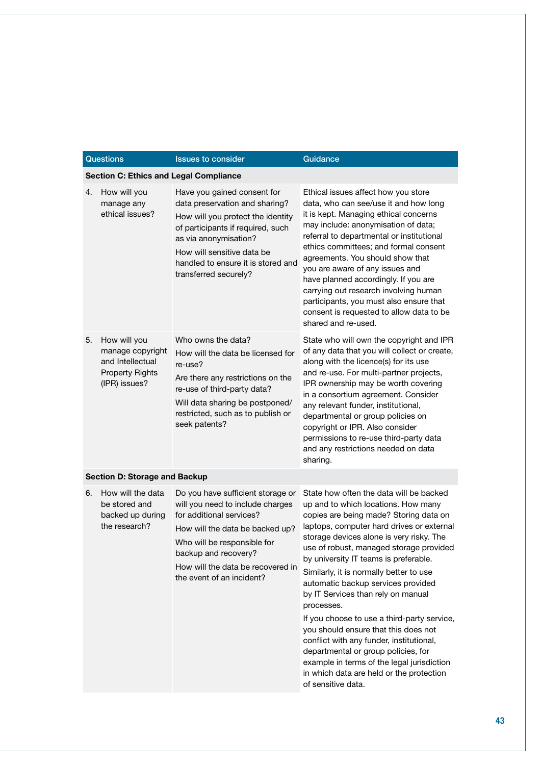| Questions | Issues to consider | Guidance |
|---|---|---|
| **Section C: Ethics and Legal Compliance** | | |
| 4. How will you manage any ethical issues? | Have you gained consent for data preservation and sharing? How will you protect the identity of participants if required, such as via anonymisation? How will sensitive data be handled to ensure it is stored and transferred securely? | Ethical issues affect how you store data, who can see/use it and how long it is kept. Managing ethical concerns may include: anonymisation of data; referral to departmental or institutional ethics committees; and formal consent agreements. You should show that you are aware of any issues and have planned accordingly. If you are carrying out research involving human participants, you must also ensure that consent is requested to allow data to be shared and re-used. |
| 5. How will you manage copyright and Intellectual Property Rights (IPR) issues? | Who owns the data? How will the data be licensed for re-use? Are there any restrictions on the re-use of third-party data? Will data sharing be postponed/ restricted, such as to publish or seek patents? | State who will own the copyright and IPR of any data that you will collect or create, along with the licence(s) for its use and re-use. For multi-partner projects, IPR ownership may be worth covering in a consortium agreement. Consider any relevant funder, institutional, departmental or group policies on copyright or IPR. Also consider permissions to re-use third-party data and any restrictions needed on data sharing. |
| **Section D: Storage and Backup** | | |
| 6. How will the data be stored and backed up during the research? | Do you have sufficient storage or will you need to include charges for additional services? How will the data be backed up? Who will be responsible for backup and recovery? How will the data be recovered in the event of an incident? | State how often the data will be backed up and to which locations. How many copies are being made? Storing data on laptops, computer hard drives or external storage devices alone is very risky. The use of robust, managed storage provided by university IT teams is preferable. Similarly, it is normally better to use automatic backup services provided by IT Services than rely on manual processes. If you choose to use a third-party service, you should ensure that this does not conflict with any funder, institutional, departmental or group policies, for example in terms of the legal jurisdiction in which data are held or the protection of sensitive data. |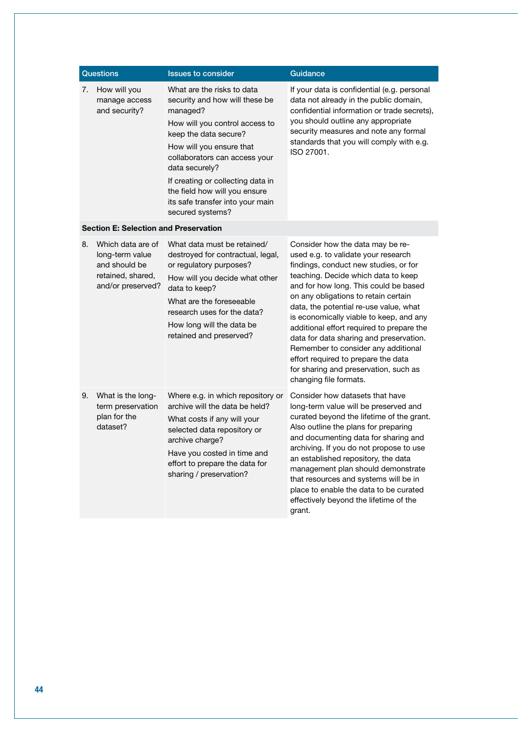| Questions | Issues to consider | Guidance |
|---|---|---|
| 7. How will you manage access and security? | What are the risks to data security and how will these be managed?<br>How will you control access to keep the data secure?<br>How will you ensure that collaborators can access your data securely?<br>If creating or collecting data in the field how will you ensure its safe transfer into your main secured systems? | If your data is confidential (e.g. personal data not already in the public domain, confidential information or trade secrets), you should outline any appropriate security measures and note any formal standards that you will comply with e.g. ISO 27001. |
| **Section E: Selection and Preservation** | | |
| 8. Which data are of long-term value and should be retained, shared, and/or preserved? | What data must be retained/ destroyed for contractual, legal, or regulatory purposes?<br>How will you decide what other data to keep?<br>What are the foreseeable research uses for the data?<br>How long will the data be retained and preserved? | Consider how the data may be re-used e.g. to validate your research findings, conduct new studies, or for teaching. Decide which data to keep and for how long. This could be based on any obligations to retain certain data, the potential re-use value, what is economically viable to keep, and any additional effort required to prepare the data for data sharing and preservation. Remember to consider any additional effort required to prepare the data for sharing and preservation, such as changing file formats. |
| 9. What is the long-term preservation plan for the dataset? | Where e.g. in which repository or archive will the data be held?<br>What costs if any will your selected data repository or archive charge?<br>Have you costed in time and effort to prepare the data for sharing / preservation? | Consider how datasets that have long-term value will be preserved and curated beyond the lifetime of the grant. Also outline the plans for preparing and documenting data for sharing and archiving. If you do not propose to use an established repository, the data management plan should demonstrate that resources and systems will be in place to enable the data to be curated effectively beyond the lifetime of the grant. |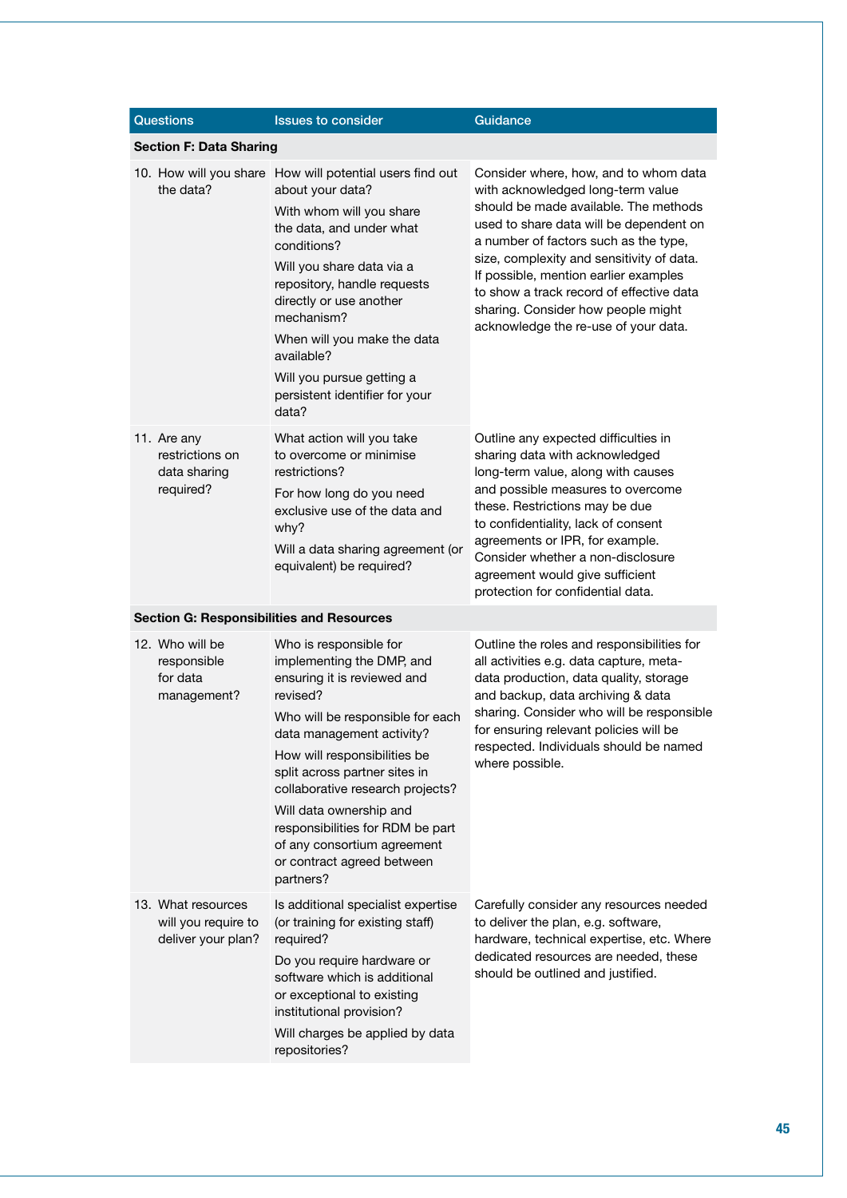| Questions | Issues to consider | Guidance |
|---|---|---|
| **Section F: Data Sharing** | | |
| 10. How will you share the data? | How will potential users find out about your data?<br>With whom will you share the data, and under what conditions?<br>Will you share data via a repository, handle requests directly or use another mechanism?<br>When will you make the data available?<br>Will you pursue getting a persistent identifier for your data? | Consider where, how, and to whom data with acknowledged long-term value should be made available. The methods used to share data will be dependent on a number of factors such as the type, size, complexity and sensitivity of data. If possible, mention earlier examples to show a track record of effective data sharing. Consider how people might acknowledge the re-use of your data. |
| 11. Are any restrictions on data sharing required? | What action will you take to overcome or minimise restrictions?<br>For how long do you need exclusive use of the data and why?<br>Will a data sharing agreement (or equivalent) be required? | Outline any expected difficulties in sharing data with acknowledged long-term value, along with causes and possible measures to overcome these. Restrictions may be due to confidentiality, lack of consent agreements or IPR, for example. Consider whether a non-disclosure agreement would give sufficient protection for confidential data. |
| **Section G: Responsibilities and Resources** | | |
| 12. Who will be responsible for data management? | Who is responsible for implementing the DMP, and ensuring it is reviewed and revised?<br>Who will be responsible for each data management activity?<br>How will responsibilities be split across partner sites in collaborative research projects?<br>Will data ownership and responsibilities for RDM be part of any consortium agreement or contract agreed between partners? | Outline the roles and responsibilities for all activities e.g. data capture, meta-data production, data quality, storage and backup, data archiving & data sharing. Consider who will be responsible for ensuring relevant policies will be respected. Individuals should be named where possible. |
| 13. What resources will you require to deliver your plan? | Is additional specialist expertise (or training for existing staff) required?<br>Do you require hardware or software which is additional or exceptional to existing institutional provision?<br>Will charges be applied by data repositories? | Carefully consider any resources needed to deliver the plan, e.g. software, hardware, technical expertise, etc. Where dedicated resources are needed, these should be outlined and justified. |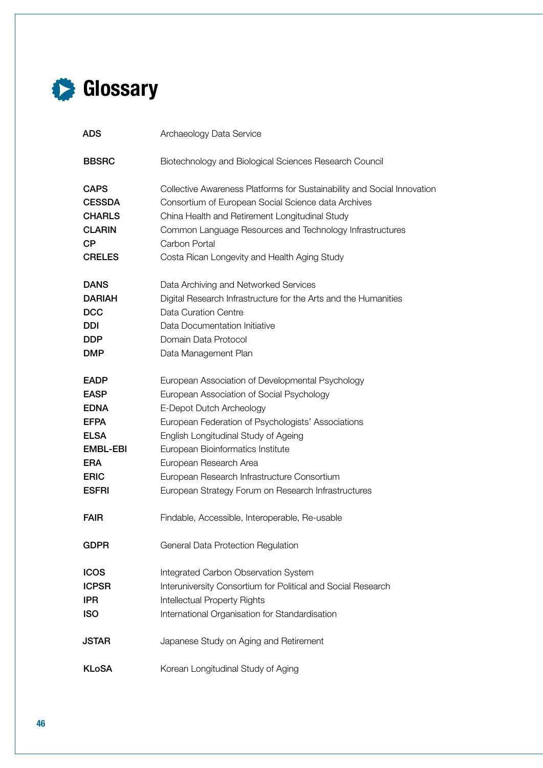# Glossary

| | |
|---|---|
| **ADS** | Archaeology Data Service |
| **BBSRC** | Biotechnology and Biological Sciences Research Council |
| **CAPS** | Collective Awareness Platforms for Sustainability and Social Innovation |
| **CESSDA** | Consortium of European Social Science data Archives |
| **CHARLS** | China Health and Retirement Longitudinal Study |
| **CLARIN** | Common Language Resources and Technology Infrastructures |
| **CP** | Carbon Portal |
| **CRELES** | Costa Rican Longevity and Health Aging Study |
| **DANS** | Data Archiving and Networked Services |
| **DARIAH** | Digital Research Infrastructure for the Arts and the Humanities |
| **DCC** | Data Curation Centre |
| **DDI** | Data Documentation Initiative |
| **DDP** | Domain Data Protocol |
| **DMP** | Data Management Plan |
| **EADP** | European Association of Developmental Psychology |
| **EASP** | European Association of Social Psychology |
| **EDNA** | E-Depot Dutch Archeology |
| **EFPA** | European Federation of Psychologists' Associations |
| **ELSA** | English Longitudinal Study of Ageing |
| **EMBL-EBI** | European Bioinformatics Institute |
| **ERA** | European Research Area |
| **ERIC** | European Research Infrastructure Consortium |
| **ESFRI** | European Strategy Forum on Research Infrastructures |
| **FAIR** | Findable, Accessible, Interoperable, Re-usable |
| **GDPR** | General Data Protection Regulation |
| **ICOS** | Integrated Carbon Observation System |
| **ICPSR** | Interuniversity Consortium for Political and Social Research |
| **IPR** | Intellectual Property Rights |
| **ISO** | International Organisation for Standardisation |
| **JSTAR** | Japanese Study on Aging and Retirement |
| **KLoSA** | Korean Longitudinal Study of Aging |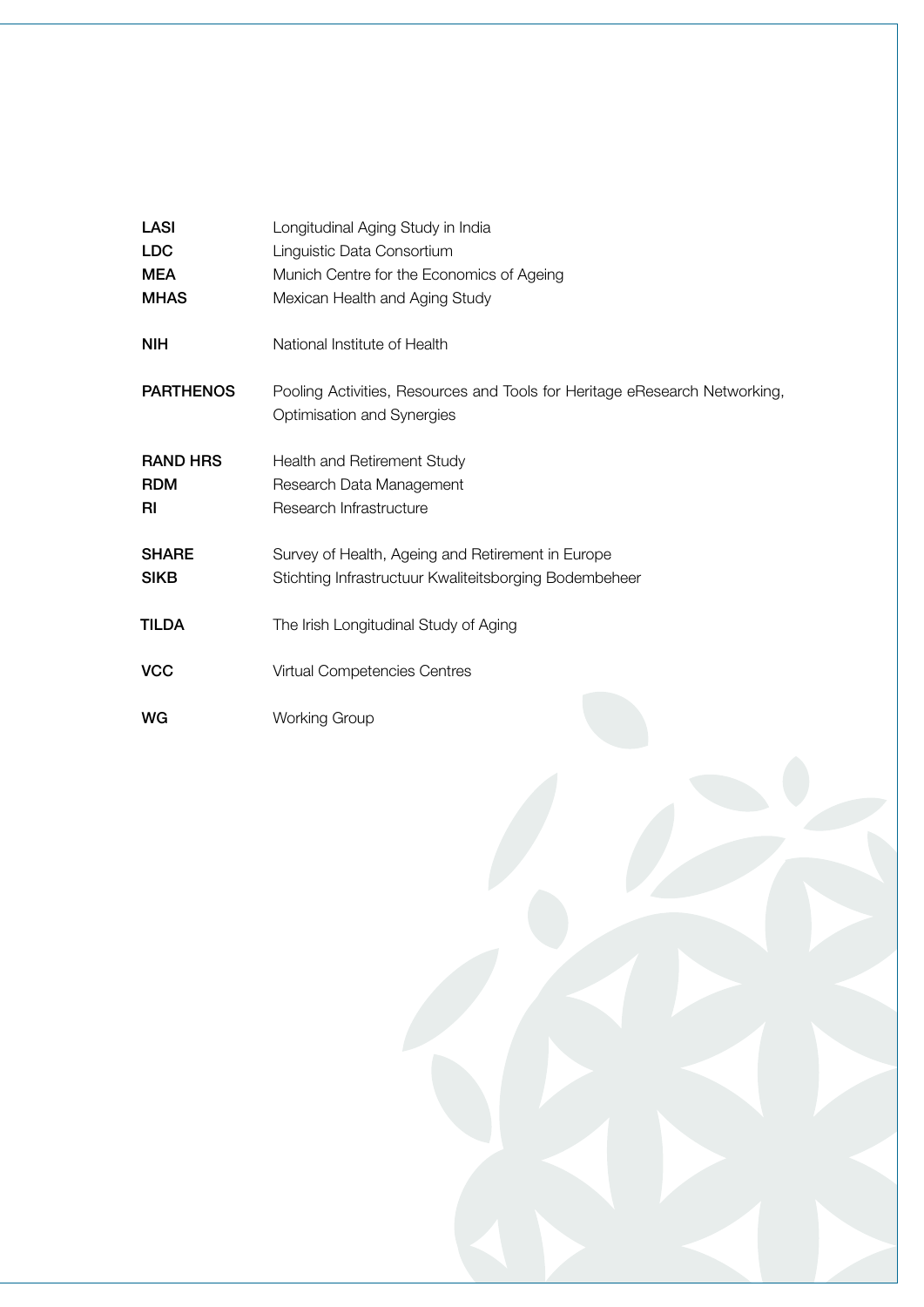| | |
|---|---|
| **LASI** | Longitudinal Aging Study in India |
| **LDC** | Linguistic Data Consortium |
| **MEA** | Munich Centre for the Economics of Ageing |
| **MHAS** | Mexican Health and Aging Study |
| **NIH** | National Institute of Health |
| **PARTHENOS** | Pooling Activities, Resources and Tools for Heritage eResearch Networking, Optimisation and Synergies |
| **RAND HRS** | Health and Retirement Study |
| **RDM** | Research Data Management |
| **RI** | Research Infrastructure |
| **SHARE** | Survey of Health, Ageing and Retirement in Europe |
| **SIKB** | Stichting Infrastructuur Kwaliteitsborging Bodembeheer |
| **TILDA** | The Irish Longitudinal Study of Aging |
| **VCC** | Virtual Competencies Centres |
| **WG** | Working Group |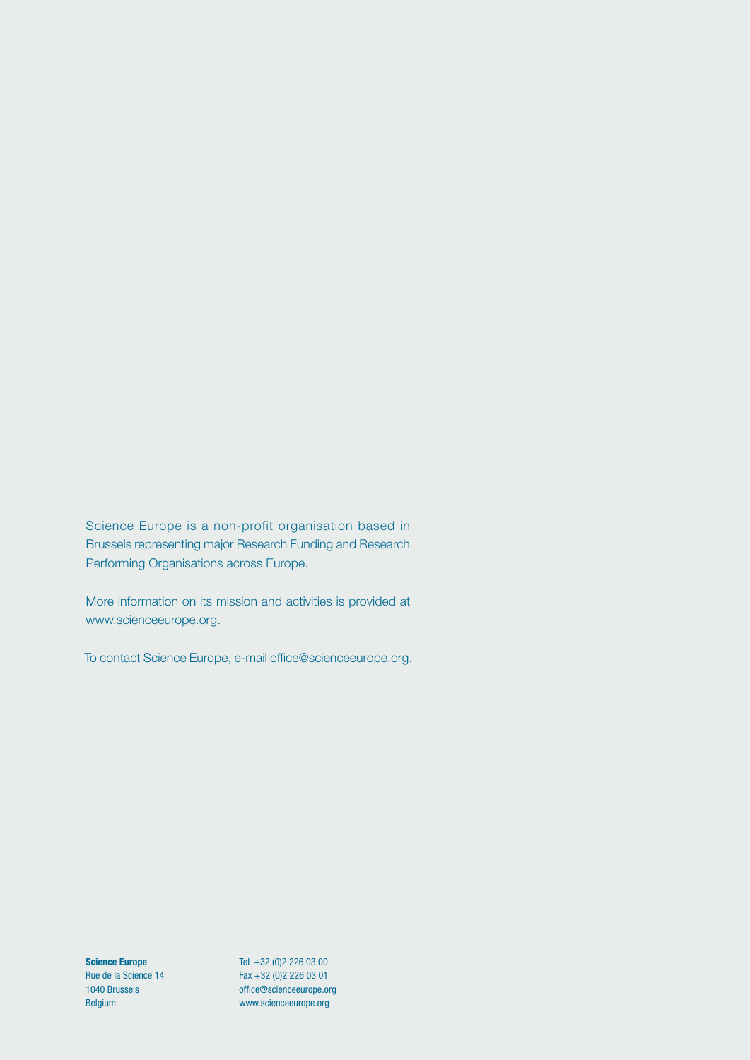Science Europe is a non-profit organisation based in Brussels representing major Research Funding and Research Performing Organisations across Europe.

More information on its mission and activities is provided at www.scienceeurope.org.

To contact Science Europe, e-mail office@scienceeurope.org.

**Science Europe**
Rue de la Science 14
1040 Brussels
Belgium

Tel +32 (0)2 226 03 00
Fax +32 (0)2 226 03 01
office@scienceeurope.org
www.scienceeurope.org